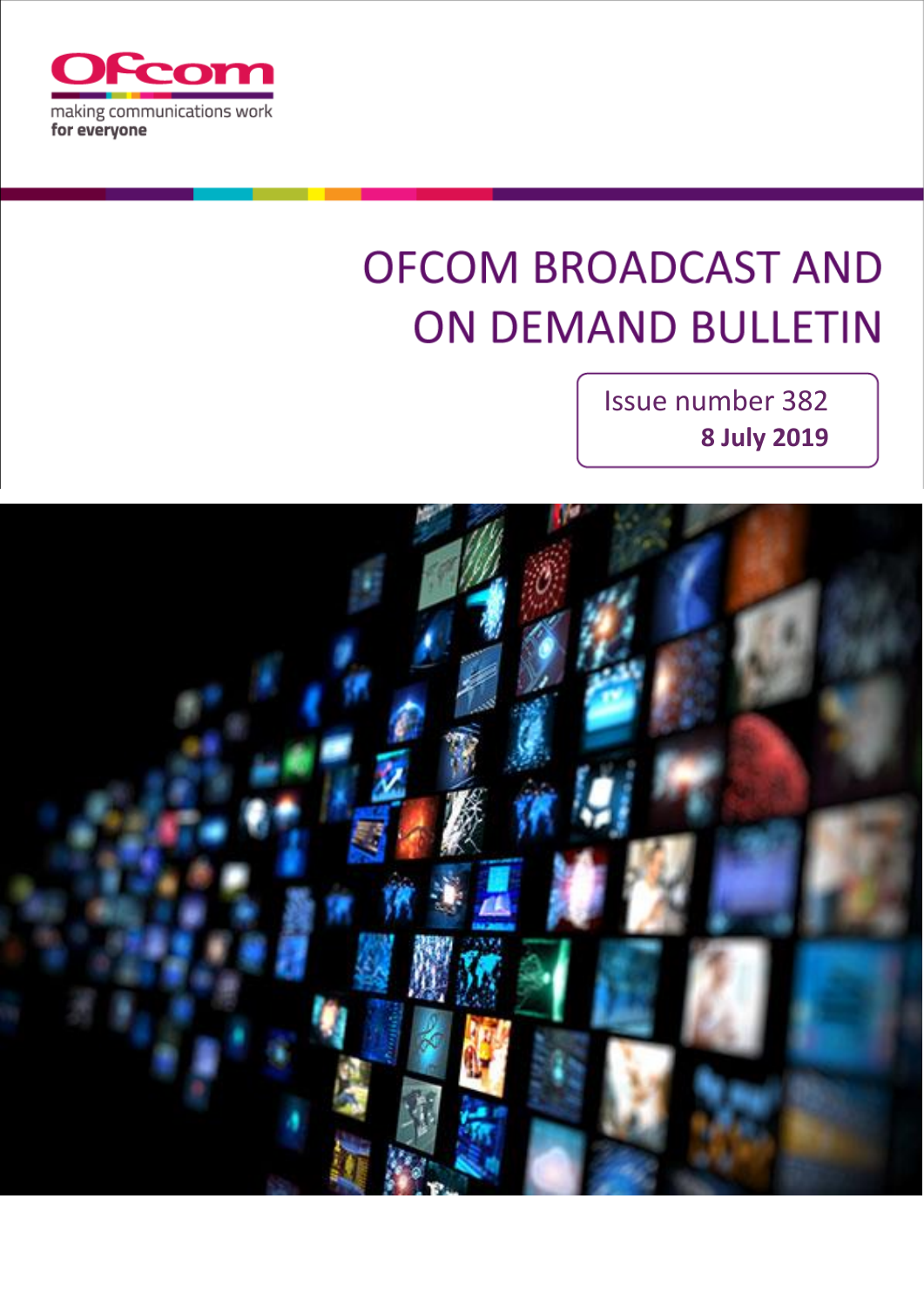Ofcom

making communications work
for everyone

# OFCOM BROADCAST AND ON DEMAND BULLETIN

Issue number 382

**8 July 2019**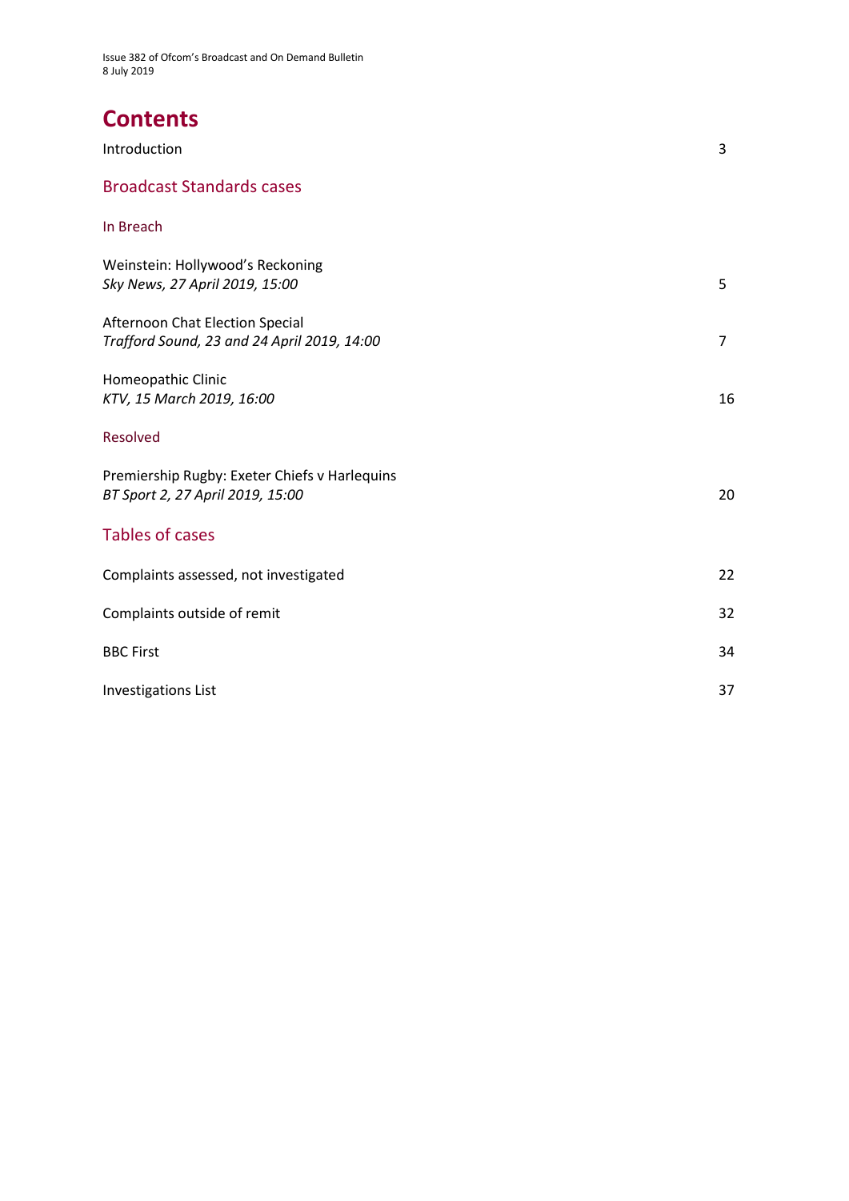# Contents

Introduction 3

## Broadcast Standards cases

### In Breach

Weinstein: Hollywood's Reckoning
*Sky News, 27 April 2019, 15:00* 5

Afternoon Chat Election Special
*Trafford Sound, 23 and 24 April 2019, 14:00* 7

Homeopathic Clinic
*KTV, 15 March 2019, 16:00* 16

### Resolved

Premiership Rugby: Exeter Chiefs v Harlequins
*BT Sport 2, 27 April 2019, 15:00* 20

## Tables of cases

Complaints assessed, not investigated 22

Complaints outside of remit 32

BBC First 34

Investigations List 37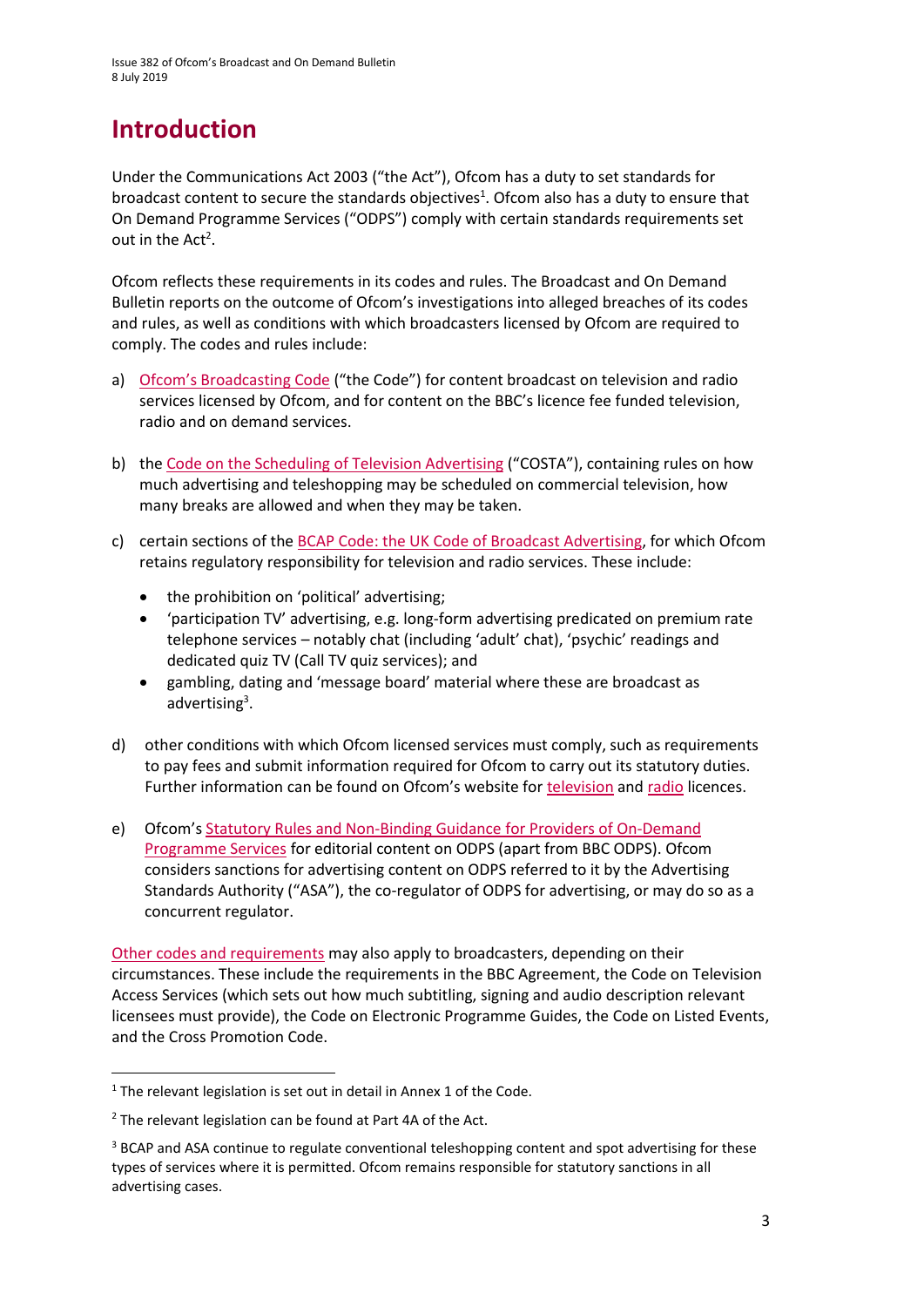# Introduction

Under the Communications Act 2003 ("the Act"), Ofcom has a duty to set standards for broadcast content to secure the standards objectives[1]. Ofcom also has a duty to ensure that On Demand Programme Services ("ODPS") comply with certain standards requirements set out in the Act[2].

Ofcom reflects these requirements in its codes and rules. The Broadcast and On Demand Bulletin reports on the outcome of Ofcom's investigations into alleged breaches of its codes and rules, as well as conditions with which broadcasters licensed by Ofcom are required to comply. The codes and rules include:

a) Ofcom's Broadcasting Code ("the Code") for content broadcast on television and radio services licensed by Ofcom, and for content on the BBC's licence fee funded television, radio and on demand services.

b) the Code on the Scheduling of Television Advertising ("COSTA"), containing rules on how much advertising and teleshopping may be scheduled on commercial television, how many breaks are allowed and when they may be taken.

c) certain sections of the BCAP Code: the UK Code of Broadcast Advertising, for which Ofcom retains regulatory responsibility for television and radio services. These include:
   - the prohibition on 'political' advertising;
   - 'participation TV' advertising, e.g. long-form advertising predicated on premium rate telephone services – notably chat (including 'adult' chat), 'psychic' readings and dedicated quiz TV (Call TV quiz services); and
   - gambling, dating and 'message board' material where these are broadcast as advertising[3].

d) other conditions with which Ofcom licensed services must comply, such as requirements to pay fees and submit information required for Ofcom to carry out its statutory duties. Further information can be found on Ofcom's website for television and radio licences.

e) Ofcom's Statutory Rules and Non-Binding Guidance for Providers of On-Demand Programme Services for editorial content on ODPS (apart from BBC ODPS). Ofcom considers sanctions for advertising content on ODPS referred to it by the Advertising Standards Authority ("ASA"), the co-regulator of ODPS for advertising, or may do so as a concurrent regulator.

Other codes and requirements may also apply to broadcasters, depending on their circumstances. These include the requirements in the BBC Agreement, the Code on Television Access Services (which sets out how much subtitling, signing and audio description relevant licensees must provide), the Code on Electronic Programme Guides, the Code on Listed Events, and the Cross Promotion Code.

---

[1] The relevant legislation is set out in detail in Annex 1 of the Code.

[2] The relevant legislation can be found at Part 4A of the Act.

[3] BCAP and ASA continue to regulate conventional teleshopping content and spot advertising for these types of services where it is permitted. Ofcom remains responsible for statutory sanctions in all advertising cases.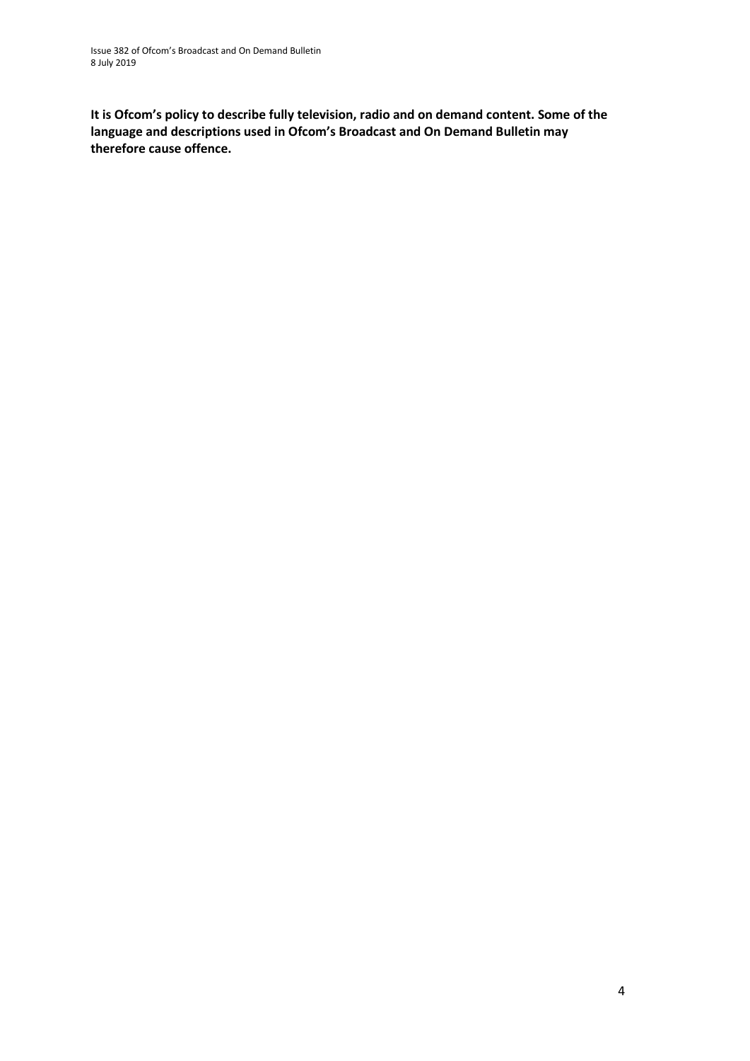**It is Ofcom's policy to describe fully television, radio and on demand content. Some of the language and descriptions used in Ofcom's Broadcast and On Demand Bulletin may therefore cause offence.**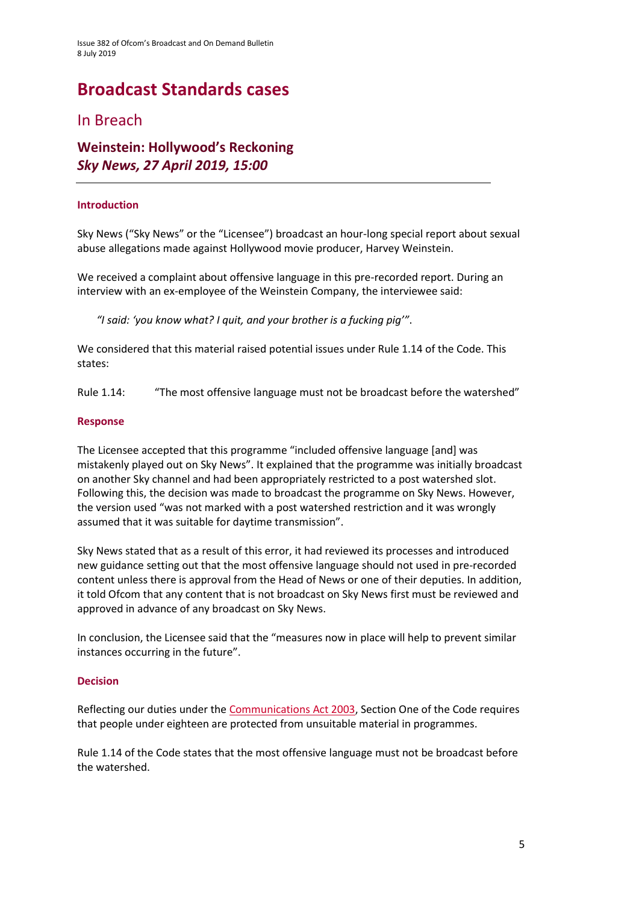# Broadcast Standards cases

## In Breach

### Weinstein: Hollywood's Reckoning
### *Sky News, 27 April 2019, 15:00*

---

#### Introduction

Sky News ("Sky News" or the "Licensee") broadcast an hour-long special report about sexual abuse allegations made against Hollywood movie producer, Harvey Weinstein.

We received a complaint about offensive language in this pre-recorded report. During an interview with an ex-employee of the Weinstein Company, the interviewee said:

> *"I said: 'you know what? I quit, and your brother is a fucking pig'"*.

We considered that this material raised potential issues under Rule 1.14 of the Code. This states:

Rule 1.14: "The most offensive language must not be broadcast before the watershed"

#### Response

The Licensee accepted that this programme "included offensive language [and] was mistakenly played out on Sky News". It explained that the programme was initially broadcast on another Sky channel and had been appropriately restricted to a post watershed slot. Following this, the decision was made to broadcast the programme on Sky News. However, the version used "was not marked with a post watershed restriction and it was wrongly assumed that it was suitable for daytime transmission".

Sky News stated that as a result of this error, it had reviewed its processes and introduced new guidance setting out that the most offensive language should not used in pre-recorded content unless there is approval from the Head of News or one of their deputies. In addition, it told Ofcom that any content that is not broadcast on Sky News first must be reviewed and approved in advance of any broadcast on Sky News.

In conclusion, the Licensee said that the "measures now in place will help to prevent similar instances occurring in the future".

#### Decision

Reflecting our duties under the Communications Act 2003, Section One of the Code requires that people under eighteen are protected from unsuitable material in programmes.

Rule 1.14 of the Code states that the most offensive language must not be broadcast before the watershed.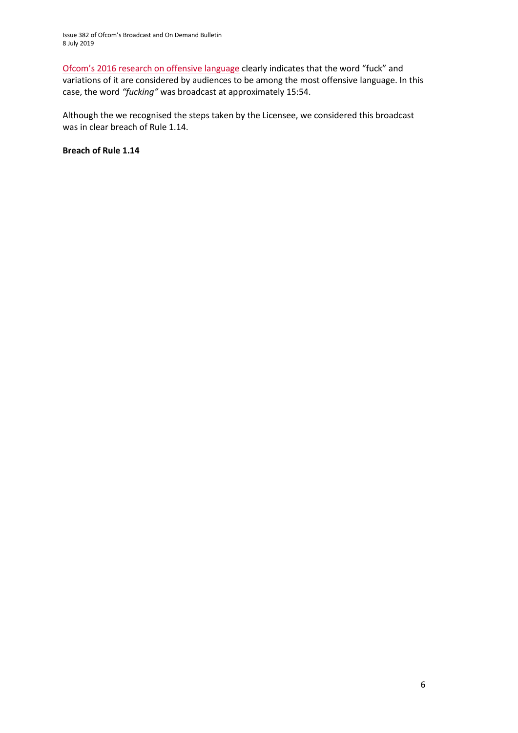[Ofcom's 2016 research on offensive language](#) clearly indicates that the word "fuck" and variations of it are considered by audiences to be among the most offensive language. In this case, the word *"fucking"* was broadcast at approximately 15:54.

Although the we recognised the steps taken by the Licensee, we considered this broadcast was in clear breach of Rule 1.14.

**Breach of Rule 1.14**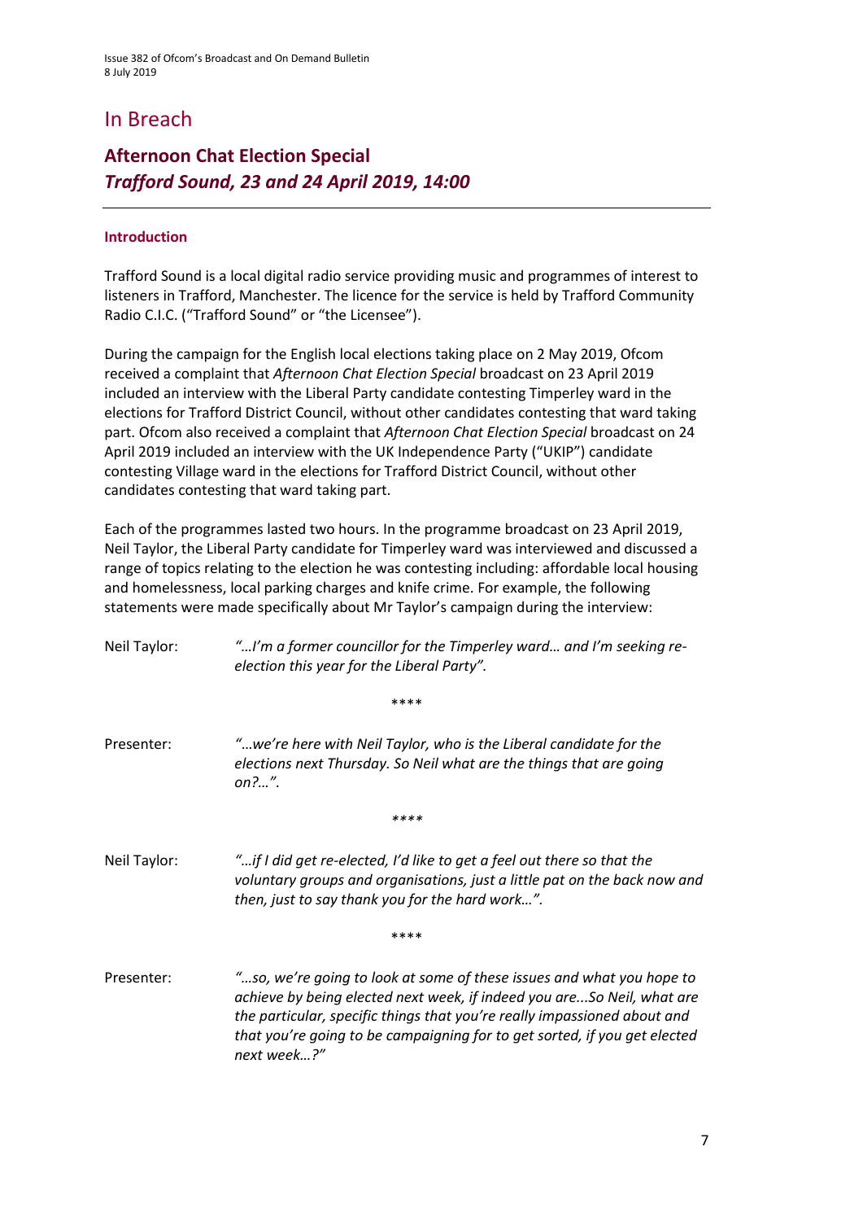# In Breach

## Afternoon Chat Election Special
### *Trafford Sound, 23 and 24 April 2019, 14:00*

---

#### Introduction

Trafford Sound is a local digital radio service providing music and programmes of interest to listeners in Trafford, Manchester. The licence for the service is held by Trafford Community Radio C.I.C. ("Trafford Sound" or "the Licensee").

During the campaign for the English local elections taking place on 2 May 2019, Ofcom received a complaint that *Afternoon Chat Election Special* broadcast on 23 April 2019 included an interview with the Liberal Party candidate contesting Timperley ward in the elections for Trafford District Council, without other candidates contesting that ward taking part. Ofcom also received a complaint that *Afternoon Chat Election Special* broadcast on 24 April 2019 included an interview with the UK Independence Party ("UKIP") candidate contesting Village ward in the elections for Trafford District Council, without other candidates contesting that ward taking part.

Each of the programmes lasted two hours. In the programme broadcast on 23 April 2019, Neil Taylor, the Liberal Party candidate for Timperley ward was interviewed and discussed a range of topics relating to the election he was contesting including: affordable local housing and homelessness, local parking charges and knife crime. For example, the following statements were made specifically about Mr Taylor's campaign during the interview:

Neil Taylor: *"…I'm a former councillor for the Timperley ward… and I'm seeking re-election this year for the Liberal Party".*

****

Presenter: *"…we're here with Neil Taylor, who is the Liberal candidate for the elections next Thursday. So Neil what are the things that are going on?…".*

****

Neil Taylor: *"…if I did get re-elected, I'd like to get a feel out there so that the voluntary groups and organisations, just a little pat on the back now and then, just to say thank you for the hard work…".*

****

Presenter: *"…so, we're going to look at some of these issues and what you hope to achieve by being elected next week, if indeed you are...So Neil, what are the particular, specific things that you're really impassioned about and that you're going to be campaigning for to get sorted, if you get elected next week…?"*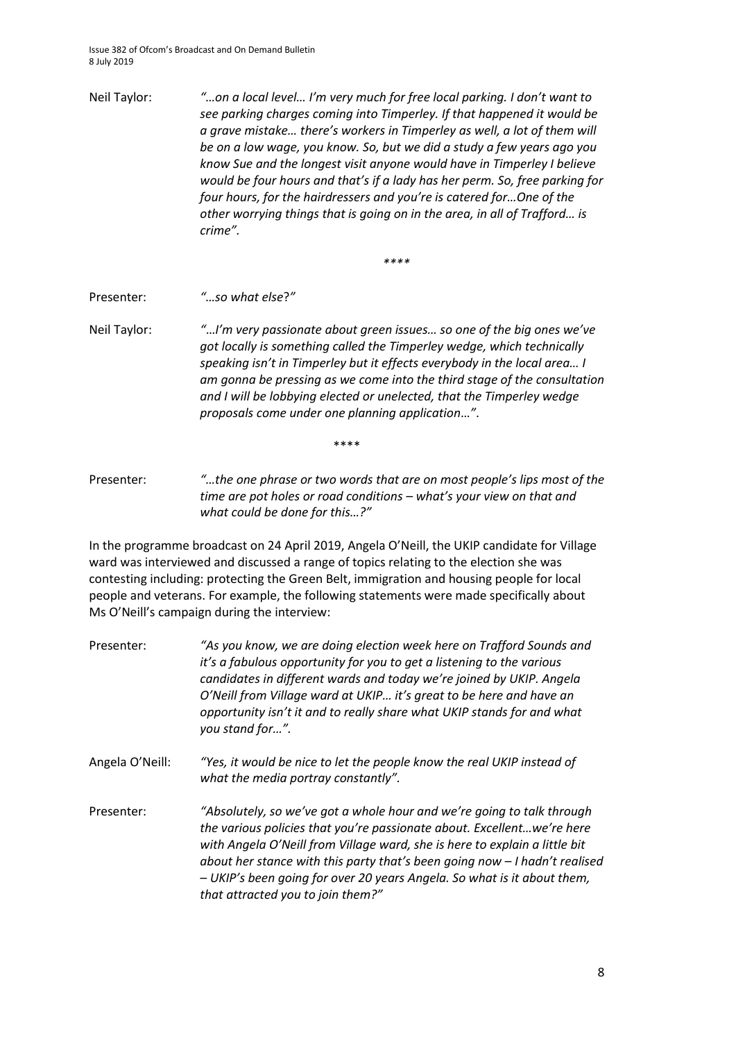Neil Taylor: *"…on a local level… I'm very much for free local parking. I don't want to see parking charges coming into Timperley. If that happened it would be a grave mistake… there's workers in Timperley as well, a lot of them will be on a low wage, you know. So, but we did a study a few years ago you know Sue and the longest visit anyone would have in Timperley I believe would be four hours and that's if a lady has her perm. So, free parking for four hours, for the hairdressers and you're is catered for…One of the other worrying things that is going on in the area, in all of Trafford… is crime".*

****

Presenter: *"…so what else?"*

Neil Taylor: *"…I'm very passionate about green issues… so one of the big ones we've got locally is something called the Timperley wedge, which technically speaking isn't in Timperley but it effects everybody in the local area… I am gonna be pressing as we come into the third stage of the consultation and I will be lobbying elected or unelected, that the Timperley wedge proposals come under one planning application…".*

****

Presenter: *"…the one phrase or two words that are on most people's lips most of the time are pot holes or road conditions – what's your view on that and what could be done for this…?"*

In the programme broadcast on 24 April 2019, Angela O'Neill, the UKIP candidate for Village ward was interviewed and discussed a range of topics relating to the election she was contesting including: protecting the Green Belt, immigration and housing people for local people and veterans. For example, the following statements were made specifically about Ms O'Neill's campaign during the interview:

Presenter: *"As you know, we are doing election week here on Trafford Sounds and it's a fabulous opportunity for you to get a listening to the various candidates in different wards and today we're joined by UKIP. Angela O'Neill from Village ward at UKIP… it's great to be here and have an opportunity isn't it and to really share what UKIP stands for and what you stand for…".*

Angela O'Neill: *"Yes, it would be nice to let the people know the real UKIP instead of what the media portray constantly".*

Presenter: *"Absolutely, so we've got a whole hour and we're going to talk through the various policies that you're passionate about. Excellent…we're here with Angela O'Neill from Village ward, she is here to explain a little bit about her stance with this party that's been going now – I hadn't realised – UKIP's been going for over 20 years Angela. So what is it about them, that attracted you to join them?"*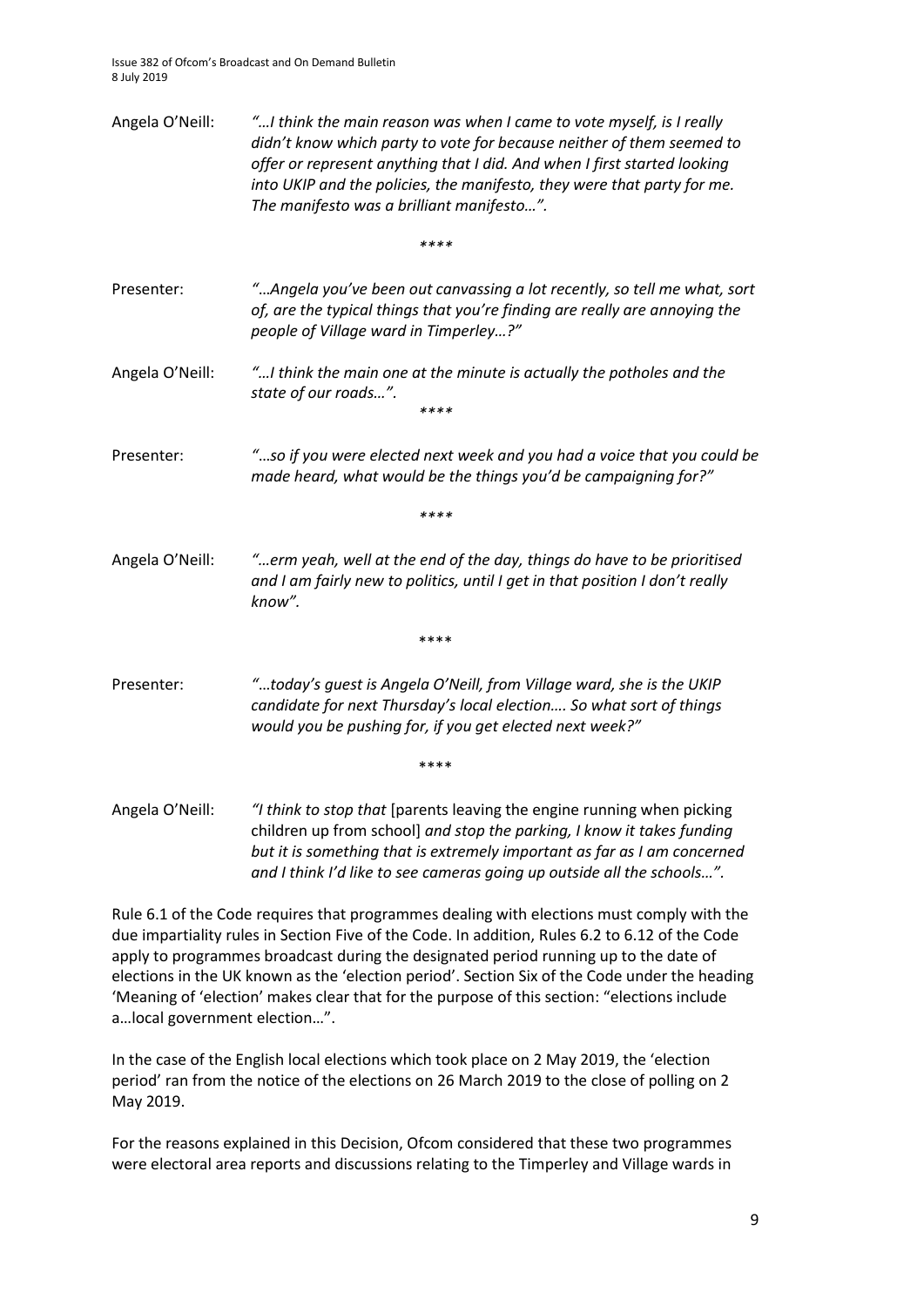Angela O'Neill: *"…I think the main reason was when I came to vote myself, is I really didn't know which party to vote for because neither of them seemed to offer or represent anything that I did. And when I first started looking into UKIP and the policies, the manifesto, they were that party for me. The manifesto was a brilliant manifesto…".*

****

Presenter: *"…Angela you've been out canvassing a lot recently, so tell me what, sort of, are the typical things that you're finding are really are annoying the people of Village ward in Timperley…?"*

Angela O'Neill: *"…I think the main one at the minute is actually the potholes and the state of our roads…".*

****

Presenter: *"…so if you were elected next week and you had a voice that you could be made heard, what would be the things you'd be campaigning for?"*

****

Angela O'Neill: *"…erm yeah, well at the end of the day, things do have to be prioritised and I am fairly new to politics, until I get in that position I don't really know".*

****

Presenter: *"…today's guest is Angela O'Neill, from Village ward, she is the UKIP candidate for next Thursday's local election…. So what sort of things would you be pushing for, if you get elected next week?"*

****

Angela O'Neill: *"I think to stop that* [parents leaving the engine running when picking children up from school] *and stop the parking, I know it takes funding but it is something that is extremely important as far as I am concerned and I think I'd like to see cameras going up outside all the schools…".*

Rule 6.1 of the Code requires that programmes dealing with elections must comply with the due impartiality rules in Section Five of the Code. In addition, Rules 6.2 to 6.12 of the Code apply to programmes broadcast during the designated period running up to the date of elections in the UK known as the 'election period'. Section Six of the Code under the heading 'Meaning of 'election' makes clear that for the purpose of this section: "elections include a…local government election…".

In the case of the English local elections which took place on 2 May 2019, the 'election period' ran from the notice of the elections on 26 March 2019 to the close of polling on 2 May 2019.

For the reasons explained in this Decision, Ofcom considered that these two programmes were electoral area reports and discussions relating to the Timperley and Village wards in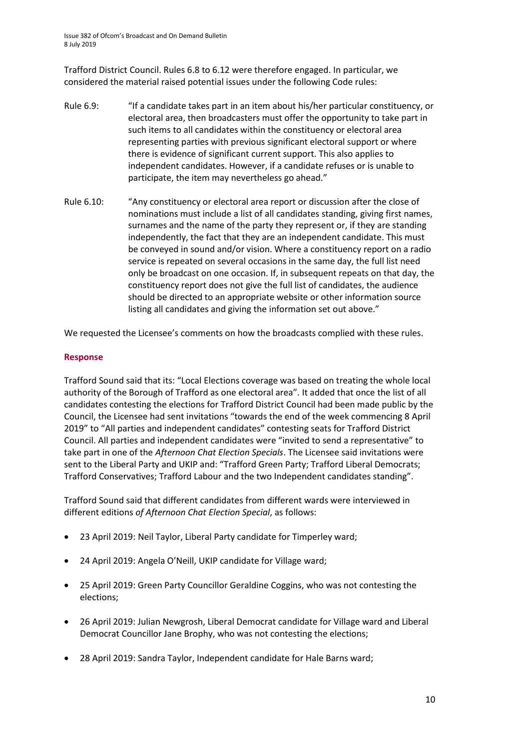Trafford District Council. Rules 6.8 to 6.12 were therefore engaged. In particular, we considered the material raised potential issues under the following Code rules:

Rule 6.9: "If a candidate takes part in an item about his/her particular constituency, or electoral area, then broadcasters must offer the opportunity to take part in such items to all candidates within the constituency or electoral area representing parties with previous significant electoral support or where there is evidence of significant current support. This also applies to independent candidates. However, if a candidate refuses or is unable to participate, the item may nevertheless go ahead."

Rule 6.10: "Any constituency or electoral area report or discussion after the close of nominations must include a list of all candidates standing, giving first names, surnames and the name of the party they represent or, if they are standing independently, the fact that they are an independent candidate. This must be conveyed in sound and/or vision. Where a constituency report on a radio service is repeated on several occasions in the same day, the full list need only be broadcast on one occasion. If, in subsequent repeats on that day, the constituency report does not give the full list of candidates, the audience should be directed to an appropriate website or other information source listing all candidates and giving the information set out above."

We requested the Licensee's comments on how the broadcasts complied with these rules.

### Response

Trafford Sound said that its: "Local Elections coverage was based on treating the whole local authority of the Borough of Trafford as one electoral area". It added that once the list of all candidates contesting the elections for Trafford District Council had been made public by the Council, the Licensee had sent invitations "towards the end of the week commencing 8 April 2019" to "All parties and independent candidates" contesting seats for Trafford District Council. All parties and independent candidates were "invited to send a representative" to take part in one of the *Afternoon Chat Election Specials*. The Licensee said invitations were sent to the Liberal Party and UKIP and: "Trafford Green Party; Trafford Liberal Democrats; Trafford Conservatives; Trafford Labour and the two Independent candidates standing".

Trafford Sound said that different candidates from different wards were interviewed in different editions *of Afternoon Chat Election Special*, as follows:

- 23 April 2019: Neil Taylor, Liberal Party candidate for Timperley ward;
- 24 April 2019: Angela O'Neill, UKIP candidate for Village ward;
- 25 April 2019: Green Party Councillor Geraldine Coggins, who was not contesting the elections;
- 26 April 2019: Julian Newgrosh, Liberal Democrat candidate for Village ward and Liberal Democrat Councillor Jane Brophy, who was not contesting the elections;
- 28 April 2019: Sandra Taylor, Independent candidate for Hale Barns ward;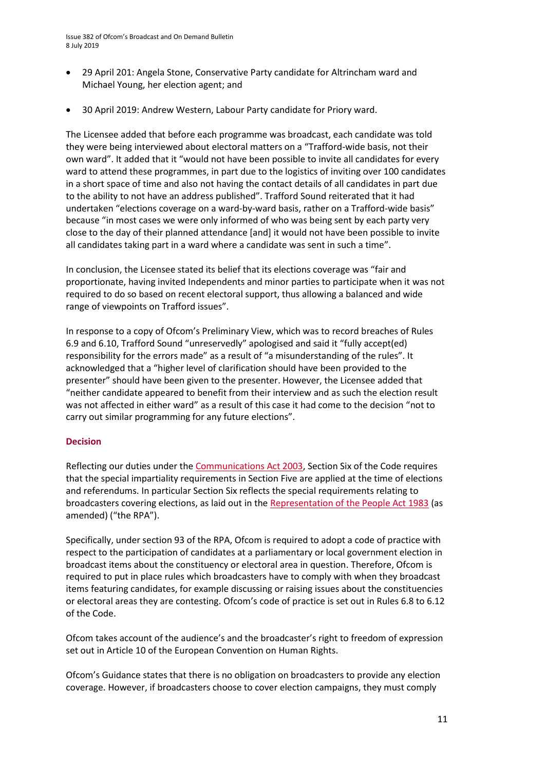- 29 April 201: Angela Stone, Conservative Party candidate for Altrincham ward and Michael Young, her election agent; and
- 30 April 2019: Andrew Western, Labour Party candidate for Priory ward.

The Licensee added that before each programme was broadcast, each candidate was told they were being interviewed about electoral matters on a "Trafford-wide basis, not their own ward". It added that it "would not have been possible to invite all candidates for every ward to attend these programmes, in part due to the logistics of inviting over 100 candidates in a short space of time and also not having the contact details of all candidates in part due to the ability to not have an address published". Trafford Sound reiterated that it had undertaken "elections coverage on a ward-by-ward basis, rather on a Trafford-wide basis" because "in most cases we were only informed of who was being sent by each party very close to the day of their planned attendance [and] it would not have been possible to invite all candidates taking part in a ward where a candidate was sent in such a time".

In conclusion, the Licensee stated its belief that its elections coverage was "fair and proportionate, having invited Independents and minor parties to participate when it was not required to do so based on recent electoral support, thus allowing a balanced and wide range of viewpoints on Trafford issues".

In response to a copy of Ofcom's Preliminary View, which was to record breaches of Rules 6.9 and 6.10, Trafford Sound "unreservedly" apologised and said it "fully accept(ed) responsibility for the errors made" as a result of "a misunderstanding of the rules". It acknowledged that a "higher level of clarification should have been provided to the presenter" should have been given to the presenter. However, the Licensee added that "neither candidate appeared to benefit from their interview and as such the election result was not affected in either ward" as a result of this case it had come to the decision "not to carry out similar programming for any future elections".

### Decision

Reflecting our duties under the Communications Act 2003, Section Six of the Code requires that the special impartiality requirements in Section Five are applied at the time of elections and referendums. In particular Section Six reflects the special requirements relating to broadcasters covering elections, as laid out in the Representation of the People Act 1983 (as amended) ("the RPA").

Specifically, under section 93 of the RPA, Ofcom is required to adopt a code of practice with respect to the participation of candidates at a parliamentary or local government election in broadcast items about the constituency or electoral area in question. Therefore, Ofcom is required to put in place rules which broadcasters have to comply with when they broadcast items featuring candidates, for example discussing or raising issues about the constituencies or electoral areas they are contesting. Ofcom's code of practice is set out in Rules 6.8 to 6.12 of the Code.

Ofcom takes account of the audience's and the broadcaster's right to freedom of expression set out in Article 10 of the European Convention on Human Rights.

Ofcom's Guidance states that there is no obligation on broadcasters to provide any election coverage. However, if broadcasters choose to cover election campaigns, they must comply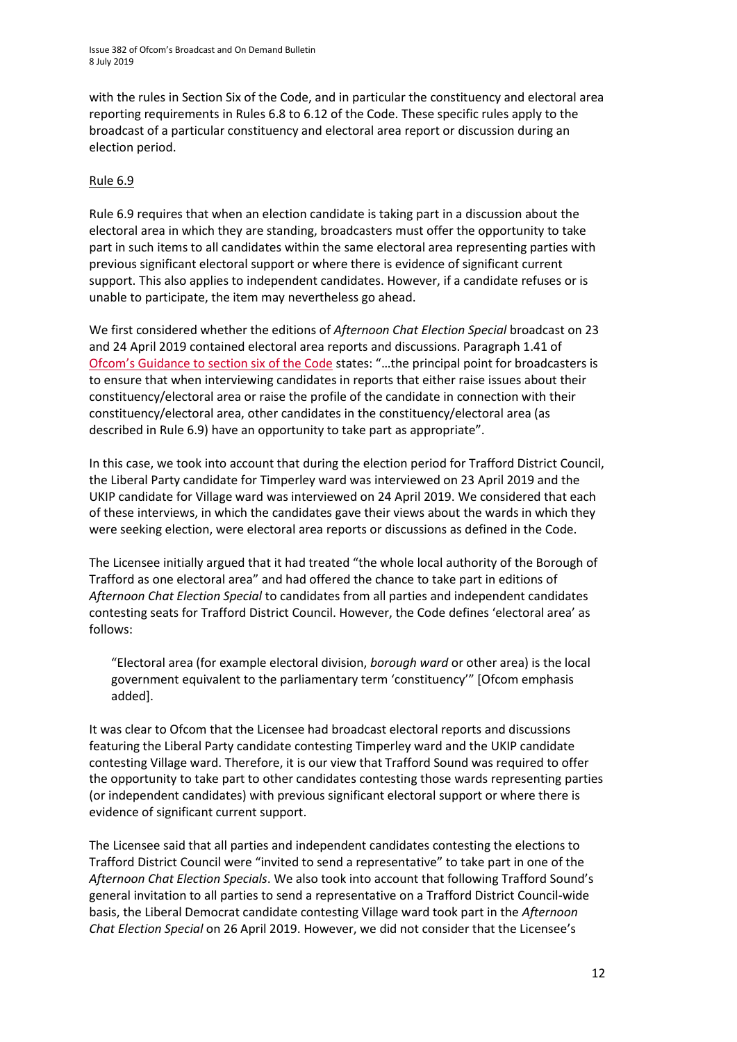with the rules in Section Six of the Code, and in particular the constituency and electoral area reporting requirements in Rules 6.8 to 6.12 of the Code. These specific rules apply to the broadcast of a particular constituency and electoral area report or discussion during an election period.

Rule 6.9

Rule 6.9 requires that when an election candidate is taking part in a discussion about the electoral area in which they are standing, broadcasters must offer the opportunity to take part in such items to all candidates within the same electoral area representing parties with previous significant electoral support or where there is evidence of significant current support. This also applies to independent candidates. However, if a candidate refuses or is unable to participate, the item may nevertheless go ahead.

We first considered whether the editions of *Afternoon Chat Election Special* broadcast on 23 and 24 April 2019 contained electoral area reports and discussions. Paragraph 1.41 of Ofcom's Guidance to section six of the Code states: "…the principal point for broadcasters is to ensure that when interviewing candidates in reports that either raise issues about their constituency/electoral area or raise the profile of the candidate in connection with their constituency/electoral area, other candidates in the constituency/electoral area (as described in Rule 6.9) have an opportunity to take part as appropriate".

In this case, we took into account that during the election period for Trafford District Council, the Liberal Party candidate for Timperley ward was interviewed on 23 April 2019 and the UKIP candidate for Village ward was interviewed on 24 April 2019. We considered that each of these interviews, in which the candidates gave their views about the wards in which they were seeking election, were electoral area reports or discussions as defined in the Code.

The Licensee initially argued that it had treated "the whole local authority of the Borough of Trafford as one electoral area" and had offered the chance to take part in editions of *Afternoon Chat Election Special* to candidates from all parties and independent candidates contesting seats for Trafford District Council. However, the Code defines 'electoral area' as follows:

> "Electoral area (for example electoral division, *borough ward* or other area) is the local government equivalent to the parliamentary term 'constituency'" [Ofcom emphasis added].

It was clear to Ofcom that the Licensee had broadcast electoral reports and discussions featuring the Liberal Party candidate contesting Timperley ward and the UKIP candidate contesting Village ward. Therefore, it is our view that Trafford Sound was required to offer the opportunity to take part to other candidates contesting those wards representing parties (or independent candidates) with previous significant electoral support or where there is evidence of significant current support.

The Licensee said that all parties and independent candidates contesting the elections to Trafford District Council were "invited to send a representative" to take part in one of the *Afternoon Chat Election Specials*. We also took into account that following Trafford Sound's general invitation to all parties to send a representative on a Trafford District Council-wide basis, the Liberal Democrat candidate contesting Village ward took part in the *Afternoon Chat Election Special* on 26 April 2019. However, we did not consider that the Licensee's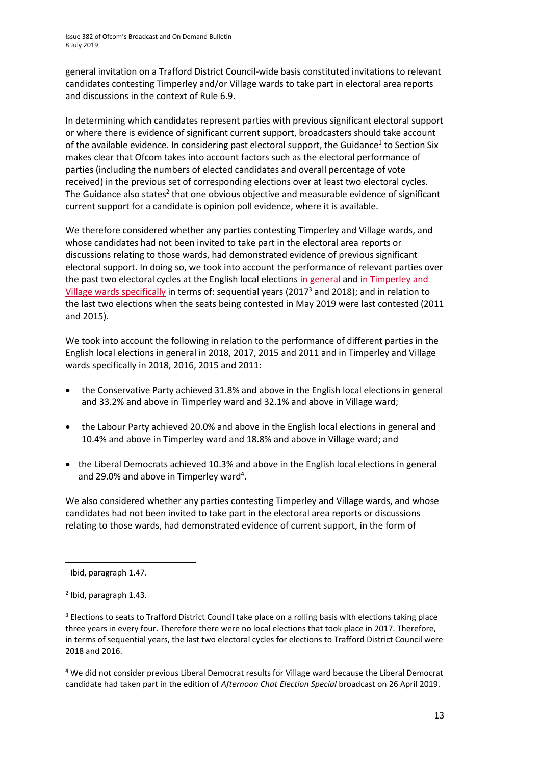general invitation on a Trafford District Council-wide basis constituted invitations to relevant candidates contesting Timperley and/or Village wards to take part in electoral area reports and discussions in the context of Rule 6.9.

In determining which candidates represent parties with previous significant electoral support or where there is evidence of significant current support, broadcasters should take account of the available evidence. In considering past electoral support, the Guidance[1] to Section Six makes clear that Ofcom takes into account factors such as the electoral performance of parties (including the numbers of elected candidates and overall percentage of vote received) in the previous set of corresponding elections over at least two electoral cycles. The Guidance also states[2] that one obvious objective and measurable evidence of significant current support for a candidate is opinion poll evidence, where it is available.

We therefore considered whether any parties contesting Timperley and Village wards, and whose candidates had not been invited to take part in the electoral area reports or discussions relating to those wards, had demonstrated evidence of previous significant electoral support. In doing so, we took into account the performance of relevant parties over the past two electoral cycles at the English local elections in general and in Timperley and Village wards specifically in terms of: sequential years (2017[3] and 2018); and in relation to the last two elections when the seats being contested in May 2019 were last contested (2011 and 2015).

We took into account the following in relation to the performance of different parties in the English local elections in general in 2018, 2017, 2015 and 2011 and in Timperley and Village wards specifically in 2018, 2016, 2015 and 2011:

- the Conservative Party achieved 31.8% and above in the English local elections in general and 33.2% and above in Timperley ward and 32.1% and above in Village ward;
- the Labour Party achieved 20.0% and above in the English local elections in general and 10.4% and above in Timperley ward and 18.8% and above in Village ward; and
- the Liberal Democrats achieved 10.3% and above in the English local elections in general and 29.0% and above in Timperley ward[4].

We also considered whether any parties contesting Timperley and Village wards, and whose candidates had not been invited to take part in the electoral area reports or discussions relating to those wards, had demonstrated evidence of current support, in the form of

---

[1] Ibid, paragraph 1.47.

[2] Ibid, paragraph 1.43.

[3] Elections to seats to Trafford District Council take place on a rolling basis with elections taking place three years in every four. Therefore there were no local elections that took place in 2017. Therefore, in terms of sequential years, the last two electoral cycles for elections to Trafford District Council were 2018 and 2016.

[4] We did not consider previous Liberal Democrat results for Village ward because the Liberal Democrat candidate had taken part in the edition of *Afternoon Chat Election Special* broadcast on 26 April 2019.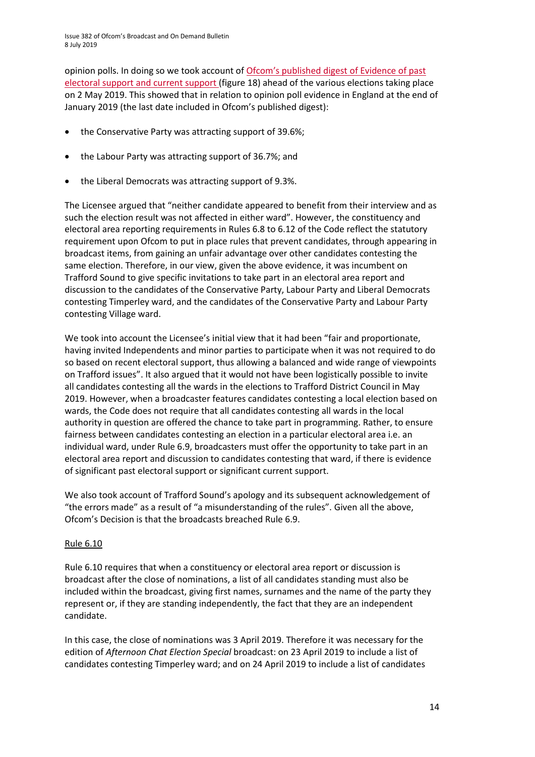opinion polls. In doing so we took account of [Ofcom's published digest of Evidence of past electoral support and current support](#) (figure 18) ahead of the various elections taking place on 2 May 2019. This showed that in relation to opinion poll evidence in England at the end of January 2019 (the last date included in Ofcom's published digest):

- the Conservative Party was attracting support of 39.6%;
- the Labour Party was attracting support of 36.7%; and
- the Liberal Democrats was attracting support of 9.3%.

The Licensee argued that "neither candidate appeared to benefit from their interview and as such the election result was not affected in either ward". However, the constituency and electoral area reporting requirements in Rules 6.8 to 6.12 of the Code reflect the statutory requirement upon Ofcom to put in place rules that prevent candidates, through appearing in broadcast items, from gaining an unfair advantage over other candidates contesting the same election. Therefore, in our view, given the above evidence, it was incumbent on Trafford Sound to give specific invitations to take part in an electoral area report and discussion to the candidates of the Conservative Party, Labour Party and Liberal Democrats contesting Timperley ward, and the candidates of the Conservative Party and Labour Party contesting Village ward.

We took into account the Licensee's initial view that it had been "fair and proportionate, having invited Independents and minor parties to participate when it was not required to do so based on recent electoral support, thus allowing a balanced and wide range of viewpoints on Trafford issues". It also argued that it would not have been logistically possible to invite all candidates contesting all the wards in the elections to Trafford District Council in May 2019. However, when a broadcaster features candidates contesting a local election based on wards, the Code does not require that all candidates contesting all wards in the local authority in question are offered the chance to take part in programming. Rather, to ensure fairness between candidates contesting an election in a particular electoral area i.e. an individual ward, under Rule 6.9, broadcasters must offer the opportunity to take part in an electoral area report and discussion to candidates contesting that ward, if there is evidence of significant past electoral support or significant current support.

We also took account of Trafford Sound's apology and its subsequent acknowledgement of "the errors made" as a result of "a misunderstanding of the rules". Given all the above, Ofcom's Decision is that the broadcasts breached Rule 6.9.

## Rule 6.10

Rule 6.10 requires that when a constituency or electoral area report or discussion is broadcast after the close of nominations, a list of all candidates standing must also be included within the broadcast, giving first names, surnames and the name of the party they represent or, if they are standing independently, the fact that they are an independent candidate.

In this case, the close of nominations was 3 April 2019. Therefore it was necessary for the edition of *Afternoon Chat Election Special* broadcast: on 23 April 2019 to include a list of candidates contesting Timperley ward; and on 24 April 2019 to include a list of candidates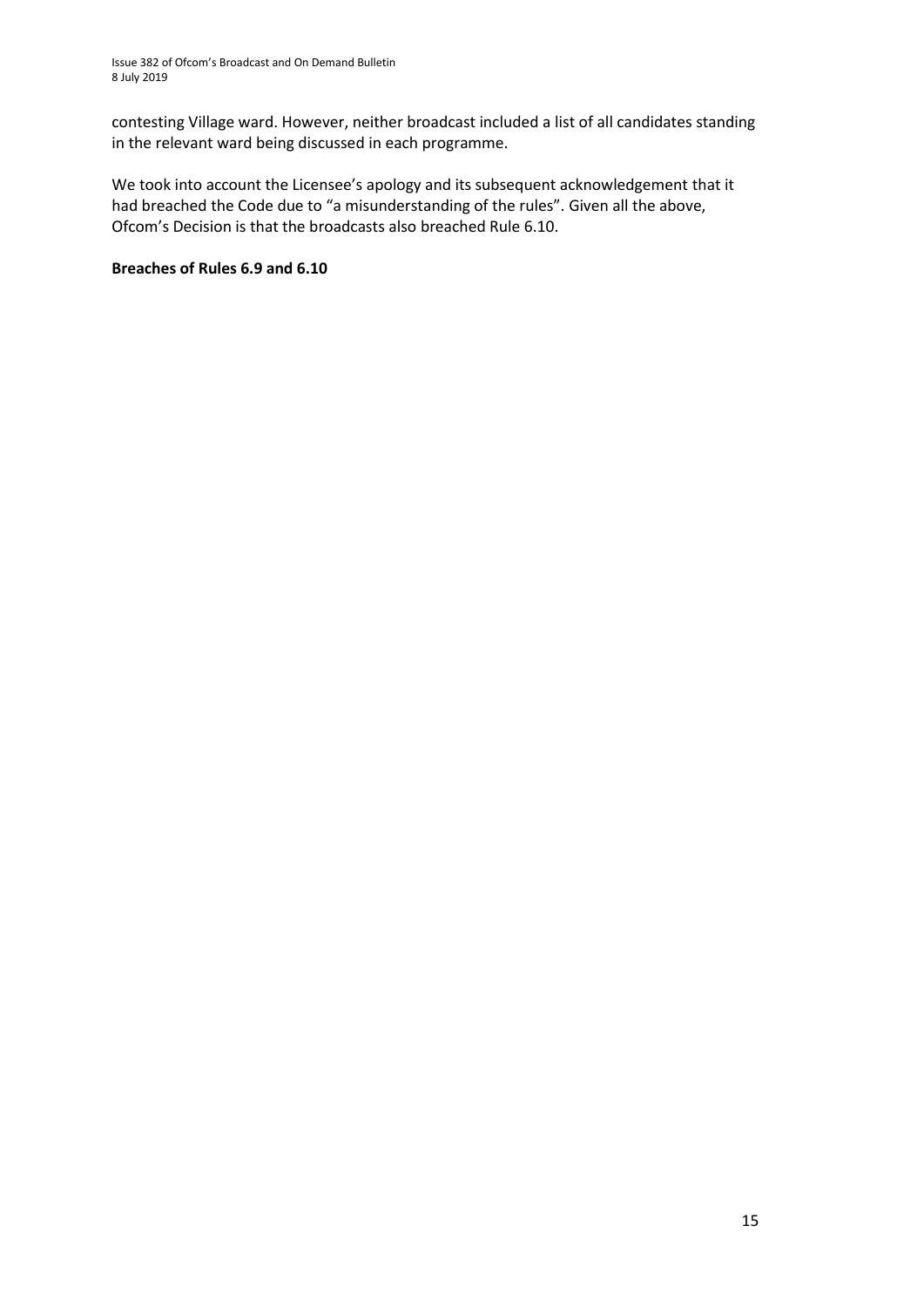contesting Village ward. However, neither broadcast included a list of all candidates standing in the relevant ward being discussed in each programme.

We took into account the Licensee's apology and its subsequent acknowledgement that it had breached the Code due to "a misunderstanding of the rules". Given all the above, Ofcom's Decision is that the broadcasts also breached Rule 6.10.

**Breaches of Rules 6.9 and 6.10**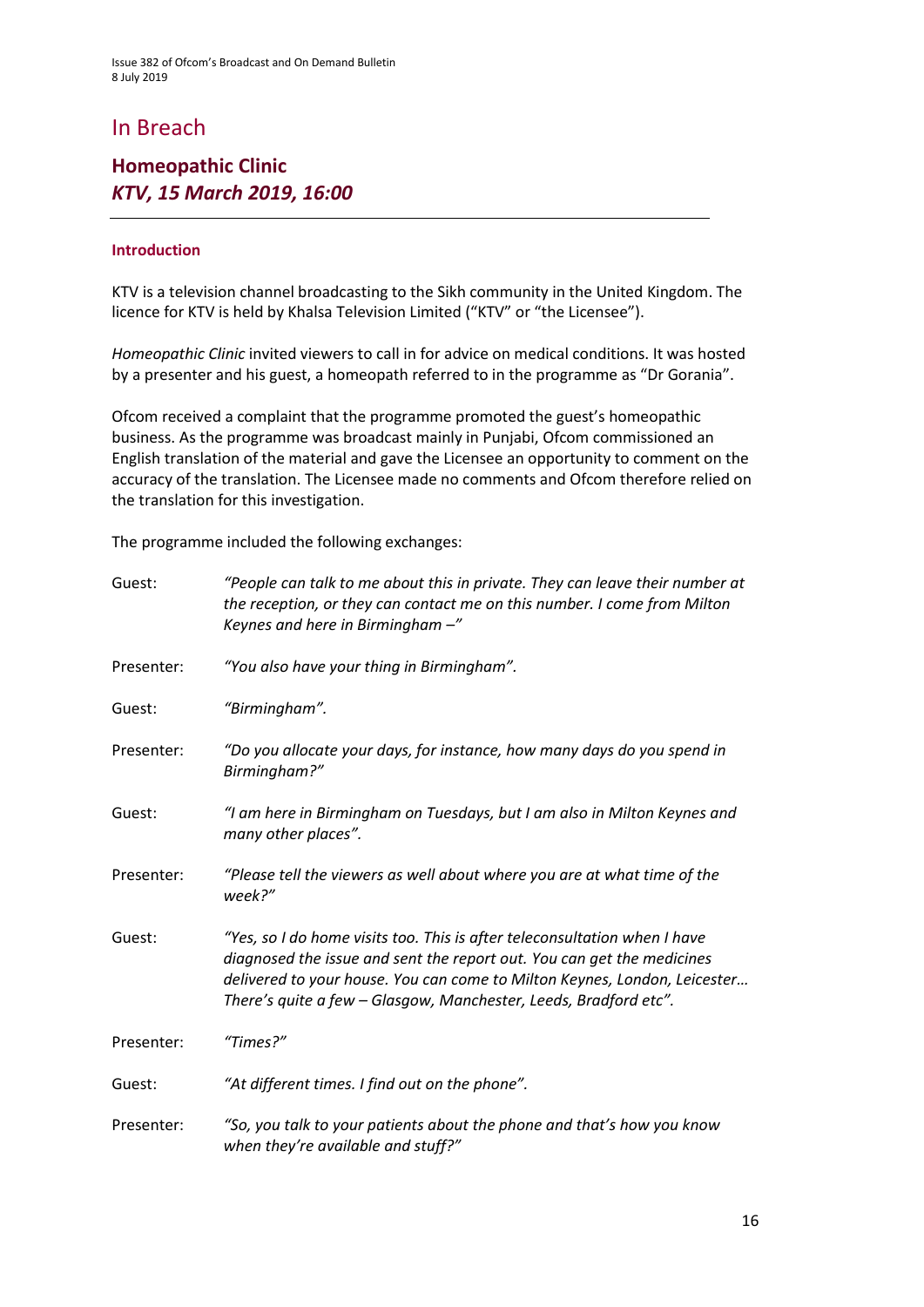# In Breach

## Homeopathic Clinic
### *KTV, 15 March 2019, 16:00*

---

#### Introduction

KTV is a television channel broadcasting to the Sikh community in the United Kingdom. The licence for KTV is held by Khalsa Television Limited ("KTV" or "the Licensee").

*Homeopathic Clinic* invited viewers to call in for advice on medical conditions. It was hosted by a presenter and his guest, a homeopath referred to in the programme as "Dr Gorania".

Ofcom received a complaint that the programme promoted the guest's homeopathic business. As the programme was broadcast mainly in Punjabi, Ofcom commissioned an English translation of the material and gave the Licensee an opportunity to comment on the accuracy of the translation. The Licensee made no comments and Ofcom therefore relied on the translation for this investigation.

The programme included the following exchanges:

Guest: *"People can talk to me about this in private. They can leave their number at the reception, or they can contact me on this number. I come from Milton Keynes and here in Birmingham –"*

Presenter: *"You also have your thing in Birmingham".*

Guest: *"Birmingham".*

Presenter: *"Do you allocate your days, for instance, how many days do you spend in Birmingham?"*

Guest: *"I am here in Birmingham on Tuesdays, but I am also in Milton Keynes and many other places".*

Presenter: *"Please tell the viewers as well about where you are at what time of the week?"*

Guest: *"Yes, so I do home visits too. This is after teleconsultation when I have diagnosed the issue and sent the report out. You can get the medicines delivered to your house. You can come to Milton Keynes, London, Leicester… There's quite a few – Glasgow, Manchester, Leeds, Bradford etc".*

Presenter: *"Times?"*

Guest: *"At different times. I find out on the phone".*

Presenter: *"So, you talk to your patients about the phone and that's how you know when they're available and stuff?"*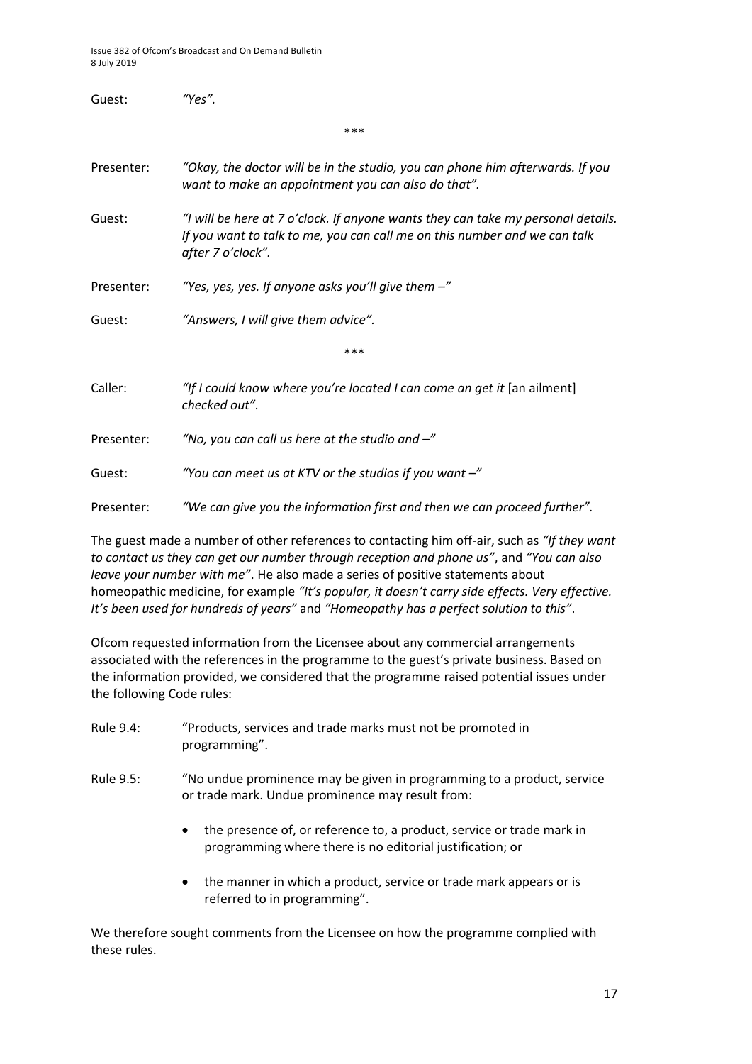Guest: *"Yes".*

\*\*\*

Presenter: *"Okay, the doctor will be in the studio, you can phone him afterwards. If you want to make an appointment you can also do that".*

Guest: *"I will be here at 7 o'clock. If anyone wants they can take my personal details. If you want to talk to me, you can call me on this number and we can talk after 7 o'clock".*

Presenter: *"Yes, yes, yes. If anyone asks you'll give them –"*

Guest: *"Answers, I will give them advice".*

\*\*\*

Caller: *"If I could know where you're located I can come an get it* [an ailment] *checked out".*

Presenter: *"No, you can call us here at the studio and –"*

Guest: *"You can meet us at KTV or the studios if you want –"*

Presenter: *"We can give you the information first and then we can proceed further".*

The guest made a number of other references to contacting him off-air, such as *"If they want to contact us they can get our number through reception and phone us"*, and *"You can also leave your number with me"*. He also made a series of positive statements about homeopathic medicine, for example *"It's popular, it doesn't carry side effects. Very effective. It's been used for hundreds of years"* and *"Homeopathy has a perfect solution to this"*.

Ofcom requested information from the Licensee about any commercial arrangements associated with the references in the programme to the guest's private business. Based on the information provided, we considered that the programme raised potential issues under the following Code rules:

Rule 9.4: "Products, services and trade marks must not be promoted in programming".

Rule 9.5: "No undue prominence may be given in programming to a product, service or trade mark. Undue prominence may result from:

- the presence of, or reference to, a product, service or trade mark in programming where there is no editorial justification; or
- the manner in which a product, service or trade mark appears or is referred to in programming".

We therefore sought comments from the Licensee on how the programme complied with these rules.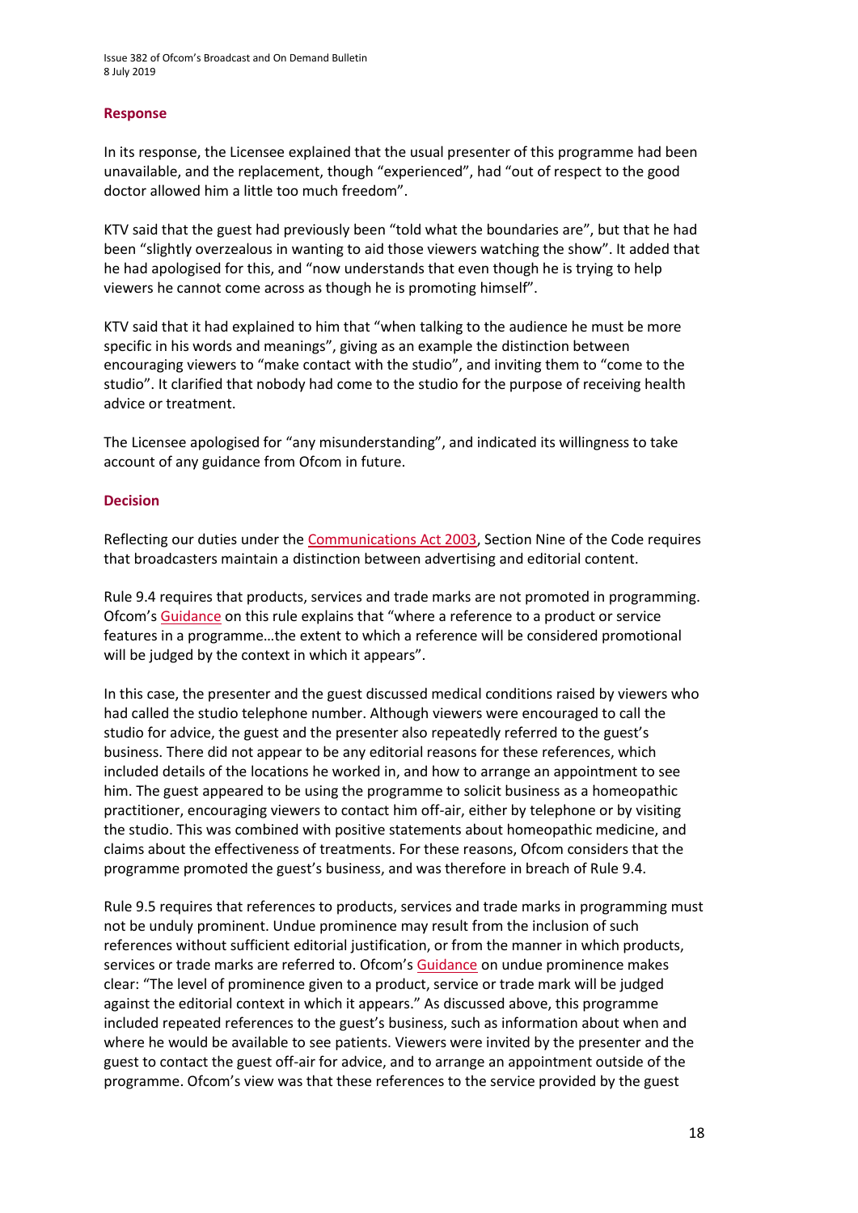### Response

In its response, the Licensee explained that the usual presenter of this programme had been unavailable, and the replacement, though "experienced", had "out of respect to the good doctor allowed him a little too much freedom".

KTV said that the guest had previously been "told what the boundaries are", but that he had been "slightly overzealous in wanting to aid those viewers watching the show". It added that he had apologised for this, and "now understands that even though he is trying to help viewers he cannot come across as though he is promoting himself".

KTV said that it had explained to him that "when talking to the audience he must be more specific in his words and meanings", giving as an example the distinction between encouraging viewers to "make contact with the studio", and inviting them to "come to the studio". It clarified that nobody had come to the studio for the purpose of receiving health advice or treatment.

The Licensee apologised for "any misunderstanding", and indicated its willingness to take account of any guidance from Ofcom in future.

### Decision

Reflecting our duties under the Communications Act 2003, Section Nine of the Code requires that broadcasters maintain a distinction between advertising and editorial content.

Rule 9.4 requires that products, services and trade marks are not promoted in programming. Ofcom's Guidance on this rule explains that "where a reference to a product or service features in a programme…the extent to which a reference will be considered promotional will be judged by the context in which it appears".

In this case, the presenter and the guest discussed medical conditions raised by viewers who had called the studio telephone number. Although viewers were encouraged to call the studio for advice, the guest and the presenter also repeatedly referred to the guest's business. There did not appear to be any editorial reasons for these references, which included details of the locations he worked in, and how to arrange an appointment to see him. The guest appeared to be using the programme to solicit business as a homeopathic practitioner, encouraging viewers to contact him off-air, either by telephone or by visiting the studio. This was combined with positive statements about homeopathic medicine, and claims about the effectiveness of treatments. For these reasons, Ofcom considers that the programme promoted the guest's business, and was therefore in breach of Rule 9.4.

Rule 9.5 requires that references to products, services and trade marks in programming must not be unduly prominent. Undue prominence may result from the inclusion of such references without sufficient editorial justification, or from the manner in which products, services or trade marks are referred to. Ofcom's Guidance on undue prominence makes clear: "The level of prominence given to a product, service or trade mark will be judged against the editorial context in which it appears." As discussed above, this programme included repeated references to the guest's business, such as information about when and where he would be available to see patients. Viewers were invited by the presenter and the guest to contact the guest off-air for advice, and to arrange an appointment outside of the programme. Ofcom's view was that these references to the service provided by the guest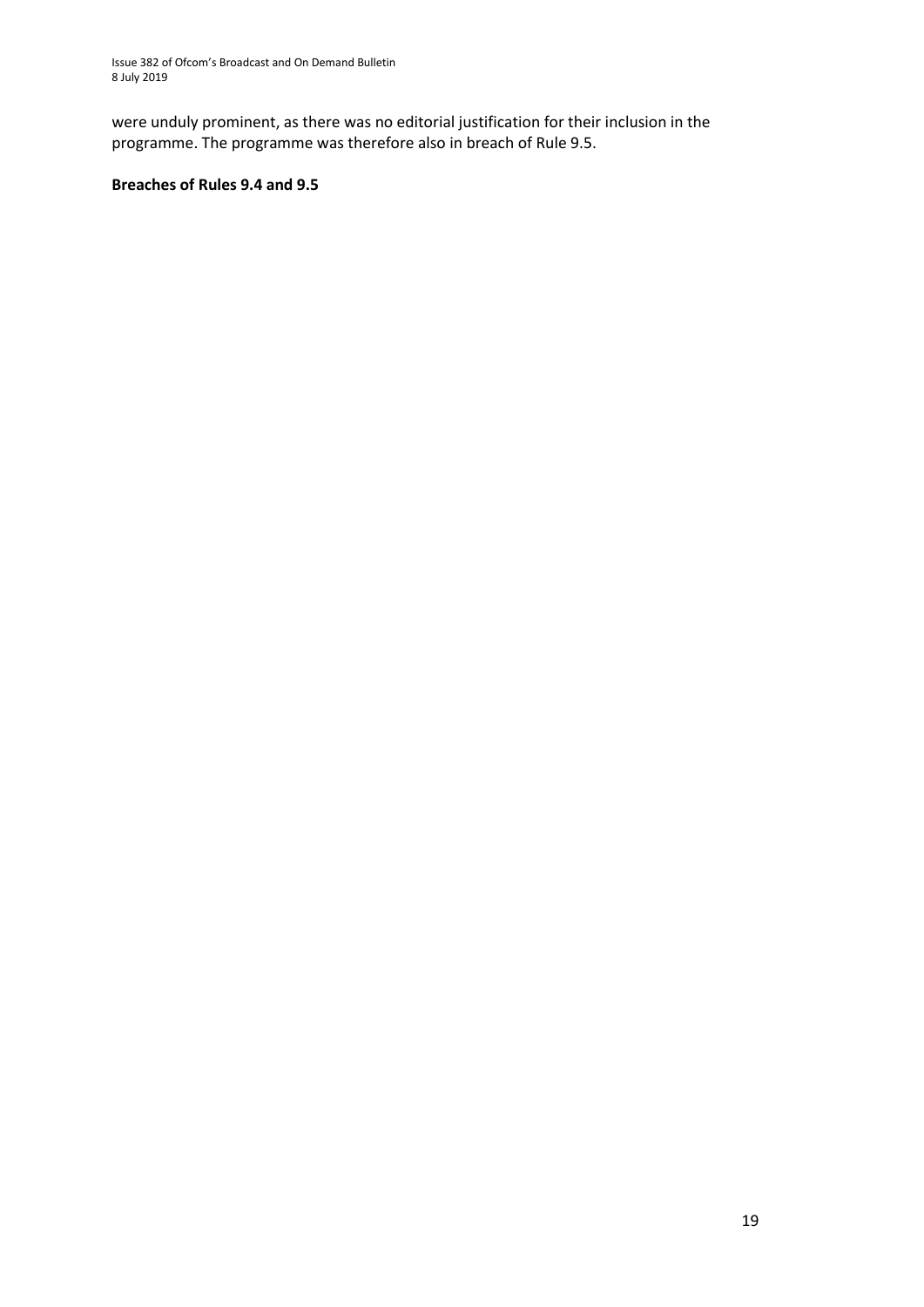were unduly prominent, as there was no editorial justification for their inclusion in the programme. The programme was therefore also in breach of Rule 9.5.

**Breaches of Rules 9.4 and 9.5**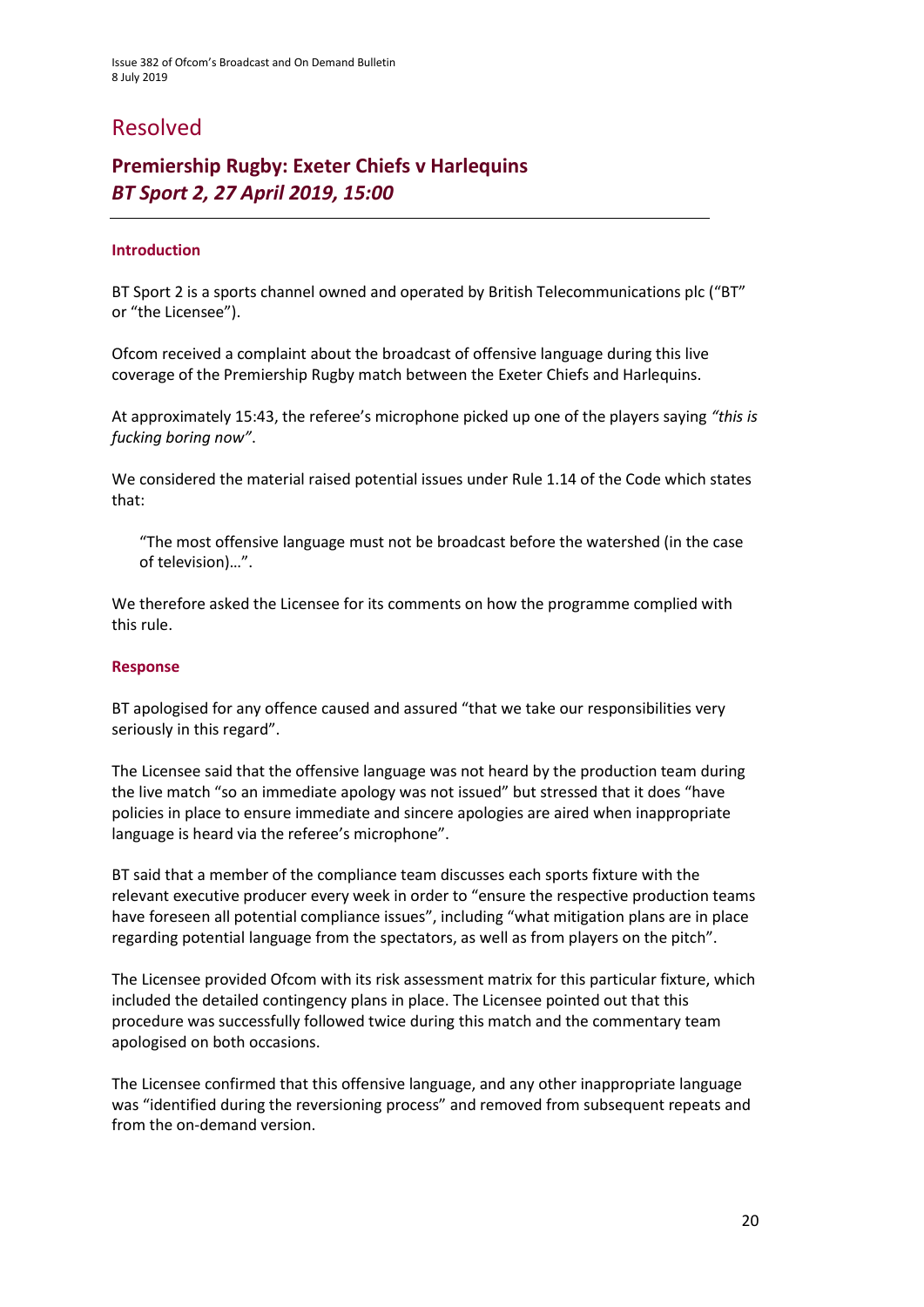# Resolved

## Premiership Rugby: Exeter Chiefs v Harlequins
### *BT Sport 2, 27 April 2019, 15:00*

---

#### Introduction

BT Sport 2 is a sports channel owned and operated by British Telecommunications plc ("BT" or "the Licensee").

Ofcom received a complaint about the broadcast of offensive language during this live coverage of the Premiership Rugby match between the Exeter Chiefs and Harlequins.

At approximately 15:43, the referee's microphone picked up one of the players saying *"this is fucking boring now"*.

We considered the material raised potential issues under Rule 1.14 of the Code which states that:

> "The most offensive language must not be broadcast before the watershed (in the case of television)…".

We therefore asked the Licensee for its comments on how the programme complied with this rule.

#### Response

BT apologised for any offence caused and assured "that we take our responsibilities very seriously in this regard".

The Licensee said that the offensive language was not heard by the production team during the live match "so an immediate apology was not issued" but stressed that it does "have policies in place to ensure immediate and sincere apologies are aired when inappropriate language is heard via the referee's microphone".

BT said that a member of the compliance team discusses each sports fixture with the relevant executive producer every week in order to "ensure the respective production teams have foreseen all potential compliance issues", including "what mitigation plans are in place regarding potential language from the spectators, as well as from players on the pitch".

The Licensee provided Ofcom with its risk assessment matrix for this particular fixture, which included the detailed contingency plans in place. The Licensee pointed out that this procedure was successfully followed twice during this match and the commentary team apologised on both occasions.

The Licensee confirmed that this offensive language, and any other inappropriate language was "identified during the reversioning process" and removed from subsequent repeats and from the on-demand version.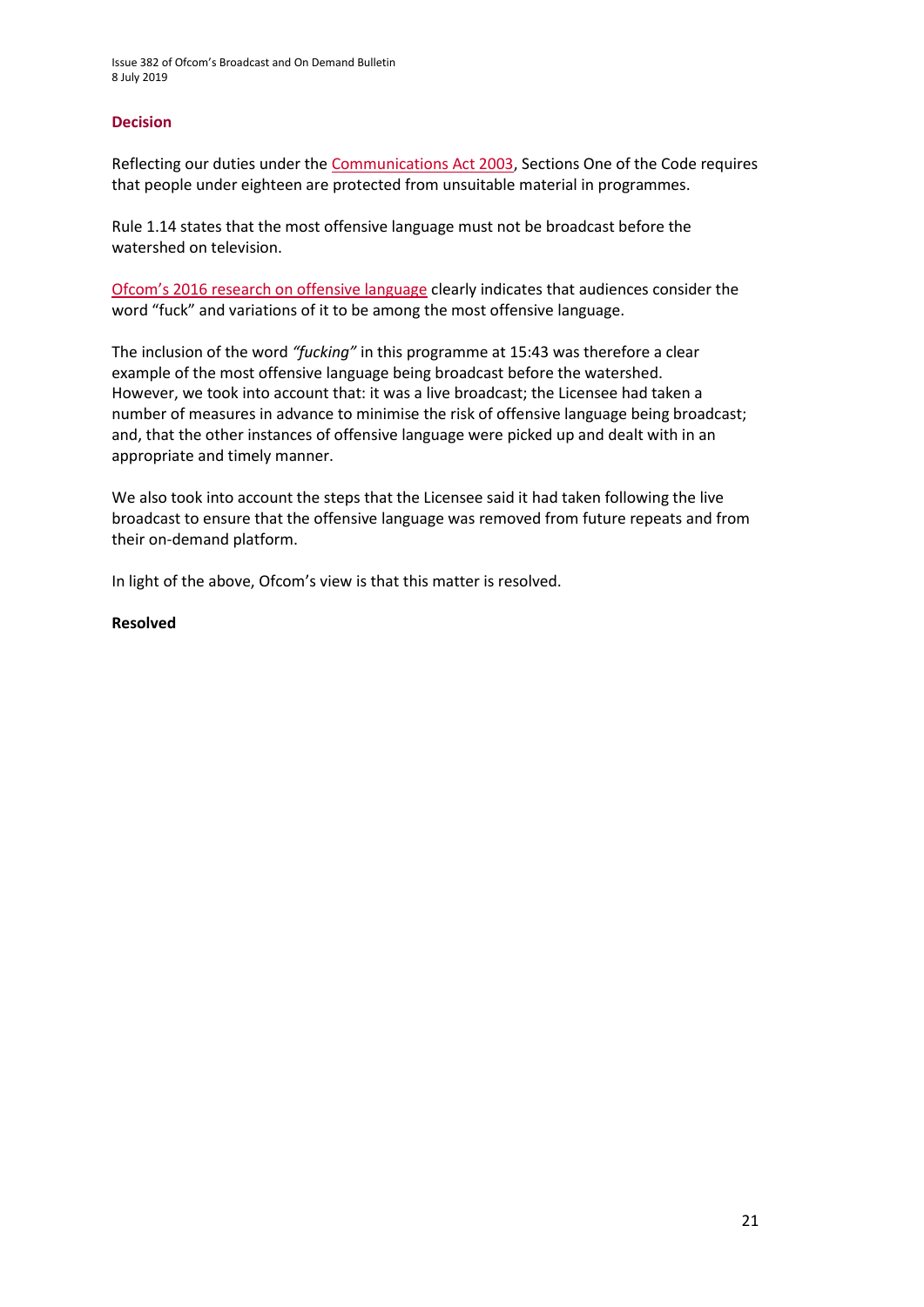## Decision

Reflecting our duties under the [Communications Act 2003](), Sections One of the Code requires that people under eighteen are protected from unsuitable material in programmes.

Rule 1.14 states that the most offensive language must not be broadcast before the watershed on television.

[Ofcom's 2016 research on offensive language]() clearly indicates that audiences consider the word "fuck" and variations of it to be among the most offensive language.

The inclusion of the word *"fucking"* in this programme at 15:43 was therefore a clear example of the most offensive language being broadcast before the watershed. However, we took into account that: it was a live broadcast; the Licensee had taken a number of measures in advance to minimise the risk of offensive language being broadcast; and, that the other instances of offensive language were picked up and dealt with in an appropriate and timely manner.

We also took into account the steps that the Licensee said it had taken following the live broadcast to ensure that the offensive language was removed from future repeats and from their on-demand platform.

In light of the above, Ofcom's view is that this matter is resolved.

**Resolved**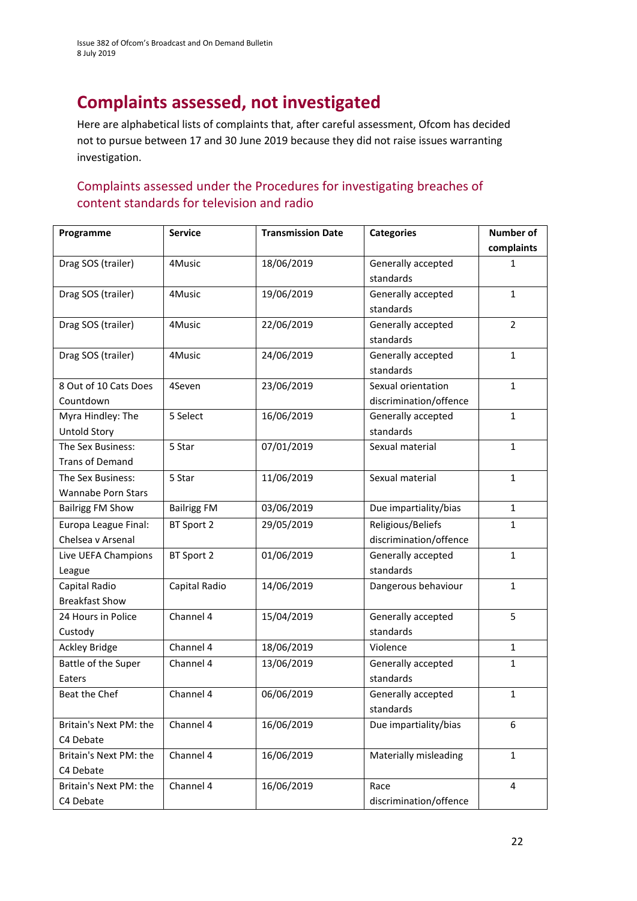# Complaints assessed, not investigated

Here are alphabetical lists of complaints that, after careful assessment, Ofcom has decided not to pursue between 17 and 30 June 2019 because they did not raise issues warranting investigation.

## Complaints assessed under the Procedures for investigating breaches of content standards for television and radio

| Programme | Service | Transmission Date | Categories | Number of complaints |
|---|---|---|---|---|
| Drag SOS (trailer) | 4Music | 18/06/2019 | Generally accepted standards | 1 |
| Drag SOS (trailer) | 4Music | 19/06/2019 | Generally accepted standards | 1 |
| Drag SOS (trailer) | 4Music | 22/06/2019 | Generally accepted standards | 2 |
| Drag SOS (trailer) | 4Music | 24/06/2019 | Generally accepted standards | 1 |
| 8 Out of 10 Cats Does Countdown | 4Seven | 23/06/2019 | Sexual orientation discrimination/offence | 1 |
| Myra Hindley: The Untold Story | 5 Select | 16/06/2019 | Generally accepted standards | 1 |
| The Sex Business: Trans of Demand | 5 Star | 07/01/2019 | Sexual material | 1 |
| The Sex Business: Wannabe Porn Stars | 5 Star | 11/06/2019 | Sexual material | 1 |
| Bailrigg FM Show | Bailrigg FM | 03/06/2019 | Due impartiality/bias | 1 |
| Europa League Final: Chelsea v Arsenal | BT Sport 2 | 29/05/2019 | Religious/Beliefs discrimination/offence | 1 |
| Live UEFA Champions League | BT Sport 2 | 01/06/2019 | Generally accepted standards | 1 |
| Capital Radio Breakfast Show | Capital Radio | 14/06/2019 | Dangerous behaviour | 1 |
| 24 Hours in Police Custody | Channel 4 | 15/04/2019 | Generally accepted standards | 5 |
| Ackley Bridge | Channel 4 | 18/06/2019 | Violence | 1 |
| Battle of the Super Eaters | Channel 4 | 13/06/2019 | Generally accepted standards | 1 |
| Beat the Chef | Channel 4 | 06/06/2019 | Generally accepted standards | 1 |
| Britain's Next PM: the C4 Debate | Channel 4 | 16/06/2019 | Due impartiality/bias | 6 |
| Britain's Next PM: the C4 Debate | Channel 4 | 16/06/2019 | Materially misleading | 1 |
| Britain's Next PM: the C4 Debate | Channel 4 | 16/06/2019 | Race discrimination/offence | 4 |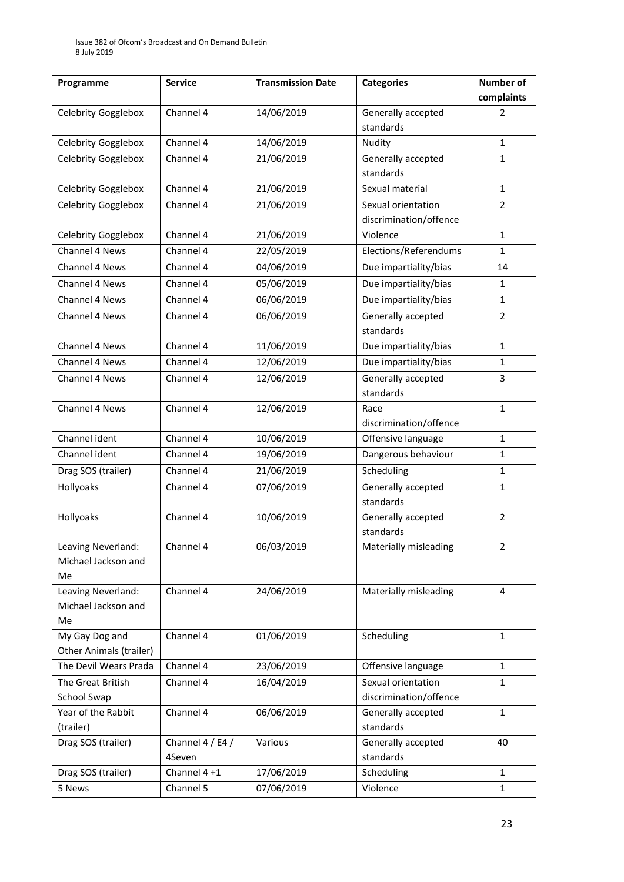| Programme | Service | Transmission Date | Categories | Number of complaints |
| --- | --- | --- | --- | --- |
| Celebrity Gogglebox | Channel 4 | 14/06/2019 | Generally accepted standards | 2 |
| Celebrity Gogglebox | Channel 4 | 14/06/2019 | Nudity | 1 |
| Celebrity Gogglebox | Channel 4 | 21/06/2019 | Generally accepted standards | 1 |
| Celebrity Gogglebox | Channel 4 | 21/06/2019 | Sexual material | 1 |
| Celebrity Gogglebox | Channel 4 | 21/06/2019 | Sexual orientation discrimination/offence | 2 |
| Celebrity Gogglebox | Channel 4 | 21/06/2019 | Violence | 1 |
| Channel 4 News | Channel 4 | 22/05/2019 | Elections/Referendums | 1 |
| Channel 4 News | Channel 4 | 04/06/2019 | Due impartiality/bias | 14 |
| Channel 4 News | Channel 4 | 05/06/2019 | Due impartiality/bias | 1 |
| Channel 4 News | Channel 4 | 06/06/2019 | Due impartiality/bias | 1 |
| Channel 4 News | Channel 4 | 06/06/2019 | Generally accepted standards | 2 |
| Channel 4 News | Channel 4 | 11/06/2019 | Due impartiality/bias | 1 |
| Channel 4 News | Channel 4 | 12/06/2019 | Due impartiality/bias | 1 |
| Channel 4 News | Channel 4 | 12/06/2019 | Generally accepted standards | 3 |
| Channel 4 News | Channel 4 | 12/06/2019 | Race discrimination/offence | 1 |
| Channel ident | Channel 4 | 10/06/2019 | Offensive language | 1 |
| Channel ident | Channel 4 | 19/06/2019 | Dangerous behaviour | 1 |
| Drag SOS (trailer) | Channel 4 | 21/06/2019 | Scheduling | 1 |
| Hollyoaks | Channel 4 | 07/06/2019 | Generally accepted standards | 1 |
| Hollyoaks | Channel 4 | 10/06/2019 | Generally accepted standards | 2 |
| Leaving Neverland: Michael Jackson and Me | Channel 4 | 06/03/2019 | Materially misleading | 2 |
| Leaving Neverland: Michael Jackson and Me | Channel 4 | 24/06/2019 | Materially misleading | 4 |
| My Gay Dog and Other Animals (trailer) | Channel 4 | 01/06/2019 | Scheduling | 1 |
| The Devil Wears Prada | Channel 4 | 23/06/2019 | Offensive language | 1 |
| The Great British School Swap | Channel 4 | 16/04/2019 | Sexual orientation discrimination/offence | 1 |
| Year of the Rabbit (trailer) | Channel 4 | 06/06/2019 | Generally accepted standards | 1 |
| Drag SOS (trailer) | Channel 4 / E4 / 4Seven | Various | Generally accepted standards | 40 |
| Drag SOS (trailer) | Channel 4 +1 | 17/06/2019 | Scheduling | 1 |
| 5 News | Channel 5 | 07/06/2019 | Violence | 1 |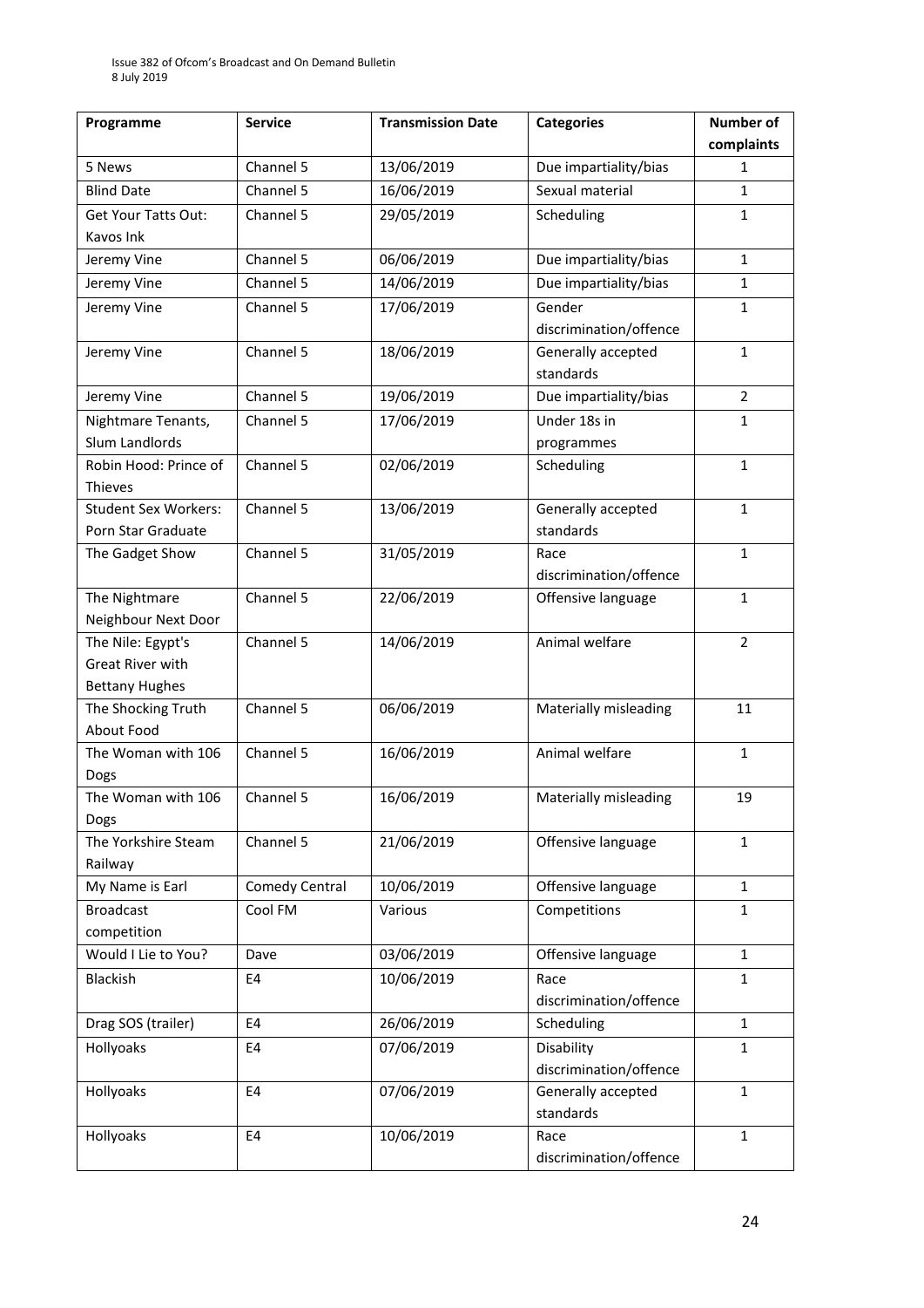| Programme | Service | Transmission Date | Categories | Number of complaints |
|---|---|---|---|---|
| 5 News | Channel 5 | 13/06/2019 | Due impartiality/bias | 1 |
| Blind Date | Channel 5 | 16/06/2019 | Sexual material | 1 |
| Get Your Tatts Out: Kavos Ink | Channel 5 | 29/05/2019 | Scheduling | 1 |
| Jeremy Vine | Channel 5 | 06/06/2019 | Due impartiality/bias | 1 |
| Jeremy Vine | Channel 5 | 14/06/2019 | Due impartiality/bias | 1 |
| Jeremy Vine | Channel 5 | 17/06/2019 | Gender discrimination/offence | 1 |
| Jeremy Vine | Channel 5 | 18/06/2019 | Generally accepted standards | 1 |
| Jeremy Vine | Channel 5 | 19/06/2019 | Due impartiality/bias | 2 |
| Nightmare Tenants, Slum Landlords | Channel 5 | 17/06/2019 | Under 18s in programmes | 1 |
| Robin Hood: Prince of Thieves | Channel 5 | 02/06/2019 | Scheduling | 1 |
| Student Sex Workers: Porn Star Graduate | Channel 5 | 13/06/2019 | Generally accepted standards | 1 |
| The Gadget Show | Channel 5 | 31/05/2019 | Race discrimination/offence | 1 |
| The Nightmare Neighbour Next Door | Channel 5 | 22/06/2019 | Offensive language | 1 |
| The Nile: Egypt's Great River with Bettany Hughes | Channel 5 | 14/06/2019 | Animal welfare | 2 |
| The Shocking Truth About Food | Channel 5 | 06/06/2019 | Materially misleading | 11 |
| The Woman with 106 Dogs | Channel 5 | 16/06/2019 | Animal welfare | 1 |
| The Woman with 106 Dogs | Channel 5 | 16/06/2019 | Materially misleading | 19 |
| The Yorkshire Steam Railway | Channel 5 | 21/06/2019 | Offensive language | 1 |
| My Name is Earl | Comedy Central | 10/06/2019 | Offensive language | 1 |
| Broadcast competition | Cool FM | Various | Competitions | 1 |
| Would I Lie to You? | Dave | 03/06/2019 | Offensive language | 1 |
| Blackish | E4 | 10/06/2019 | Race discrimination/offence | 1 |
| Drag SOS (trailer) | E4 | 26/06/2019 | Scheduling | 1 |
| Hollyoaks | E4 | 07/06/2019 | Disability discrimination/offence | 1 |
| Hollyoaks | E4 | 07/06/2019 | Generally accepted standards | 1 |
| Hollyoaks | E4 | 10/06/2019 | Race discrimination/offence | 1 |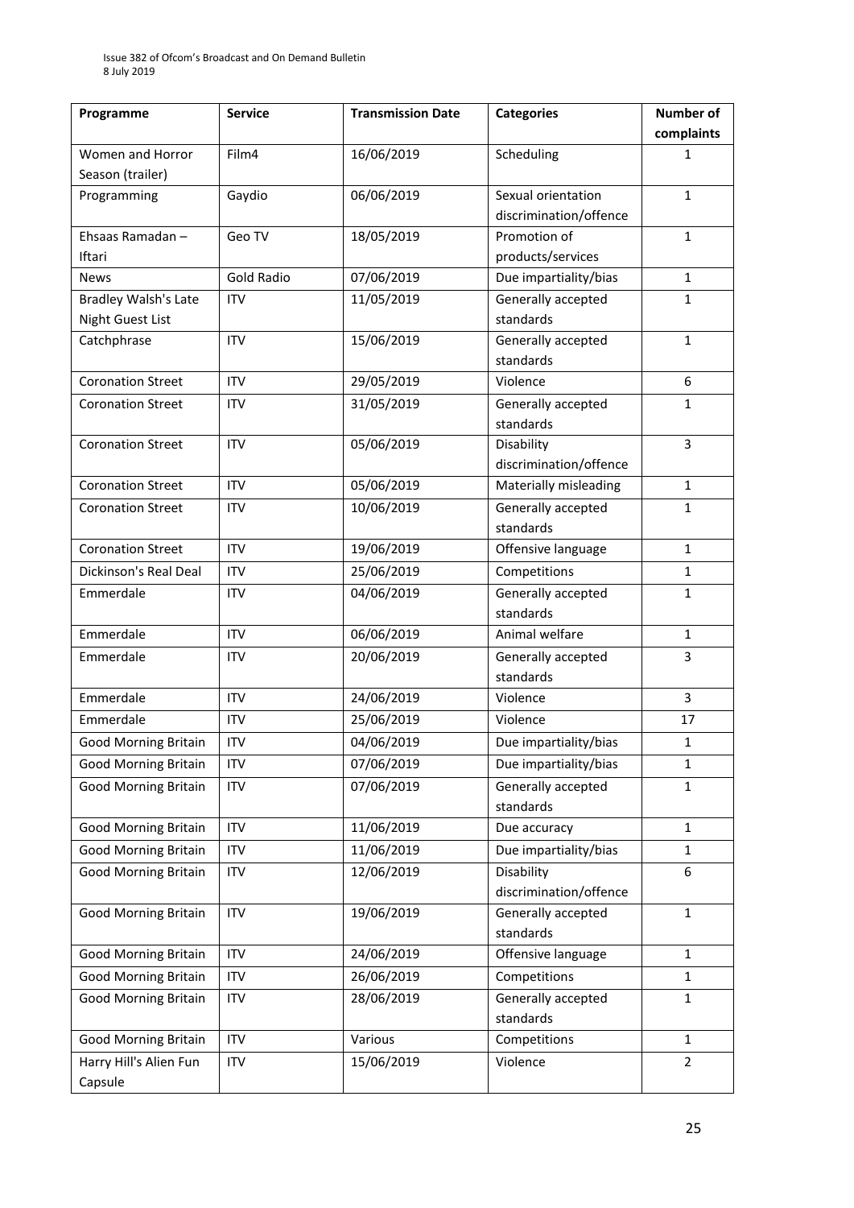| Programme | Service | Transmission Date | Categories | Number of complaints |
|---|---|---|---|---|
| Women and Horror Season (trailer) | Film4 | 16/06/2019 | Scheduling | 1 |
| Programming | Gaydio | 06/06/2019 | Sexual orientation discrimination/offence | 1 |
| Ehsaas Ramadan – Iftari | Geo TV | 18/05/2019 | Promotion of products/services | 1 |
| News | Gold Radio | 07/06/2019 | Due impartiality/bias | 1 |
| Bradley Walsh's Late Night Guest List | ITV | 11/05/2019 | Generally accepted standards | 1 |
| Catchphrase | ITV | 15/06/2019 | Generally accepted standards | 1 |
| Coronation Street | ITV | 29/05/2019 | Violence | 6 |
| Coronation Street | ITV | 31/05/2019 | Generally accepted standards | 1 |
| Coronation Street | ITV | 05/06/2019 | Disability discrimination/offence | 3 |
| Coronation Street | ITV | 05/06/2019 | Materially misleading | 1 |
| Coronation Street | ITV | 10/06/2019 | Generally accepted standards | 1 |
| Coronation Street | ITV | 19/06/2019 | Offensive language | 1 |
| Dickinson's Real Deal | ITV | 25/06/2019 | Competitions | 1 |
| Emmerdale | ITV | 04/06/2019 | Generally accepted standards | 1 |
| Emmerdale | ITV | 06/06/2019 | Animal welfare | 1 |
| Emmerdale | ITV | 20/06/2019 | Generally accepted standards | 3 |
| Emmerdale | ITV | 24/06/2019 | Violence | 3 |
| Emmerdale | ITV | 25/06/2019 | Violence | 17 |
| Good Morning Britain | ITV | 04/06/2019 | Due impartiality/bias | 1 |
| Good Morning Britain | ITV | 07/06/2019 | Due impartiality/bias | 1 |
| Good Morning Britain | ITV | 07/06/2019 | Generally accepted standards | 1 |
| Good Morning Britain | ITV | 11/06/2019 | Due accuracy | 1 |
| Good Morning Britain | ITV | 11/06/2019 | Due impartiality/bias | 1 |
| Good Morning Britain | ITV | 12/06/2019 | Disability discrimination/offence | 6 |
| Good Morning Britain | ITV | 19/06/2019 | Generally accepted standards | 1 |
| Good Morning Britain | ITV | 24/06/2019 | Offensive language | 1 |
| Good Morning Britain | ITV | 26/06/2019 | Competitions | 1 |
| Good Morning Britain | ITV | 28/06/2019 | Generally accepted standards | 1 |
| Good Morning Britain | ITV | Various | Competitions | 1 |
| Harry Hill's Alien Fun Capsule | ITV | 15/06/2019 | Violence | 2 |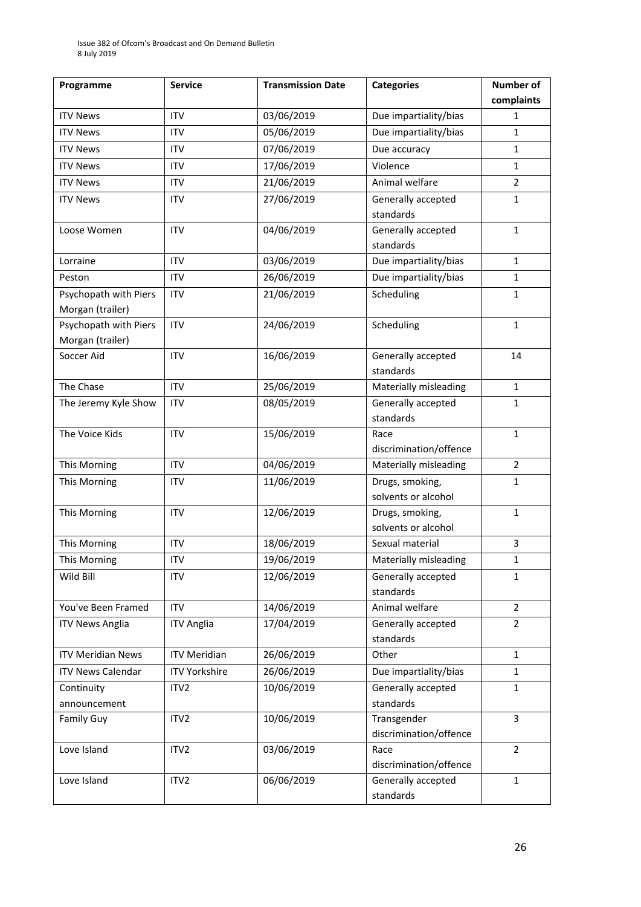| Programme | Service | Transmission Date | Categories | Number of complaints |
|---|---|---|---|---|
| ITV News | ITV | 03/06/2019 | Due impartiality/bias | 1 |
| ITV News | ITV | 05/06/2019 | Due impartiality/bias | 1 |
| ITV News | ITV | 07/06/2019 | Due accuracy | 1 |
| ITV News | ITV | 17/06/2019 | Violence | 1 |
| ITV News | ITV | 21/06/2019 | Animal welfare | 2 |
| ITV News | ITV | 27/06/2019 | Generally accepted standards | 1 |
| Loose Women | ITV | 04/06/2019 | Generally accepted standards | 1 |
| Lorraine | ITV | 03/06/2019 | Due impartiality/bias | 1 |
| Peston | ITV | 26/06/2019 | Due impartiality/bias | 1 |
| Psychopath with Piers Morgan (trailer) | ITV | 21/06/2019 | Scheduling | 1 |
| Psychopath with Piers Morgan (trailer) | ITV | 24/06/2019 | Scheduling | 1 |
| Soccer Aid | ITV | 16/06/2019 | Generally accepted standards | 14 |
| The Chase | ITV | 25/06/2019 | Materially misleading | 1 |
| The Jeremy Kyle Show | ITV | 08/05/2019 | Generally accepted standards | 1 |
| The Voice Kids | ITV | 15/06/2019 | Race discrimination/offence | 1 |
| This Morning | ITV | 04/06/2019 | Materially misleading | 2 |
| This Morning | ITV | 11/06/2019 | Drugs, smoking, solvents or alcohol | 1 |
| This Morning | ITV | 12/06/2019 | Drugs, smoking, solvents or alcohol | 1 |
| This Morning | ITV | 18/06/2019 | Sexual material | 3 |
| This Morning | ITV | 19/06/2019 | Materially misleading | 1 |
| Wild Bill | ITV | 12/06/2019 | Generally accepted standards | 1 |
| You've Been Framed | ITV | 14/06/2019 | Animal welfare | 2 |
| ITV News Anglia | ITV Anglia | 17/04/2019 | Generally accepted standards | 2 |
| ITV Meridian News | ITV Meridian | 26/06/2019 | Other | 1 |
| ITV News Calendar | ITV Yorkshire | 26/06/2019 | Due impartiality/bias | 1 |
| Continuity announcement | ITV2 | 10/06/2019 | Generally accepted standards | 1 |
| Family Guy | ITV2 | 10/06/2019 | Transgender discrimination/offence | 3 |
| Love Island | ITV2 | 03/06/2019 | Race discrimination/offence | 2 |
| Love Island | ITV2 | 06/06/2019 | Generally accepted standards | 1 |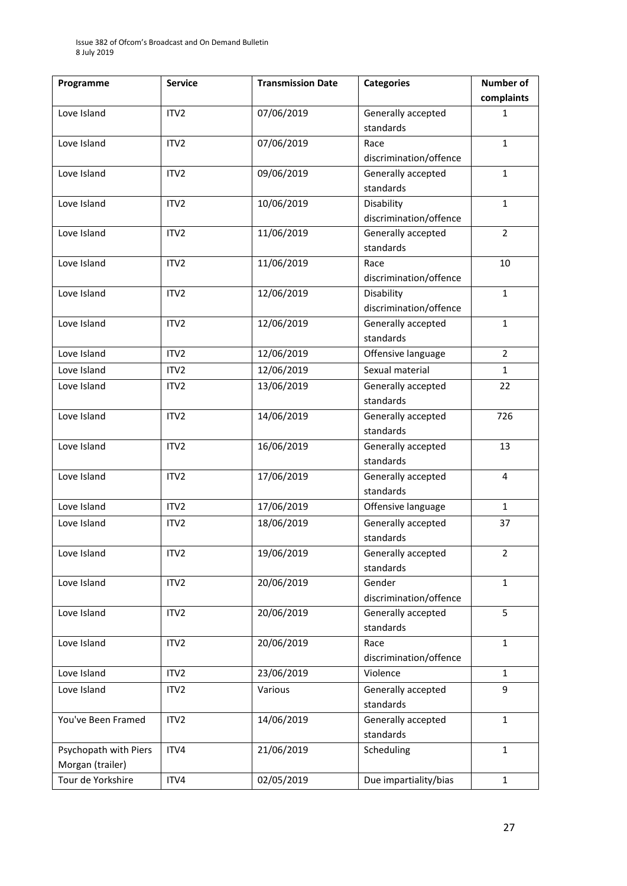| Programme | Service | Transmission Date | Categories | Number of complaints |
|---|---|---|---|---|
| Love Island | ITV2 | 07/06/2019 | Generally accepted standards | 1 |
| Love Island | ITV2 | 07/06/2019 | Race discrimination/offence | 1 |
| Love Island | ITV2 | 09/06/2019 | Generally accepted standards | 1 |
| Love Island | ITV2 | 10/06/2019 | Disability discrimination/offence | 1 |
| Love Island | ITV2 | 11/06/2019 | Generally accepted standards | 2 |
| Love Island | ITV2 | 11/06/2019 | Race discrimination/offence | 10 |
| Love Island | ITV2 | 12/06/2019 | Disability discrimination/offence | 1 |
| Love Island | ITV2 | 12/06/2019 | Generally accepted standards | 1 |
| Love Island | ITV2 | 12/06/2019 | Offensive language | 2 |
| Love Island | ITV2 | 12/06/2019 | Sexual material | 1 |
| Love Island | ITV2 | 13/06/2019 | Generally accepted standards | 22 |
| Love Island | ITV2 | 14/06/2019 | Generally accepted standards | 726 |
| Love Island | ITV2 | 16/06/2019 | Generally accepted standards | 13 |
| Love Island | ITV2 | 17/06/2019 | Generally accepted standards | 4 |
| Love Island | ITV2 | 17/06/2019 | Offensive language | 1 |
| Love Island | ITV2 | 18/06/2019 | Generally accepted standards | 37 |
| Love Island | ITV2 | 19/06/2019 | Generally accepted standards | 2 |
| Love Island | ITV2 | 20/06/2019 | Gender discrimination/offence | 1 |
| Love Island | ITV2 | 20/06/2019 | Generally accepted standards | 5 |
| Love Island | ITV2 | 20/06/2019 | Race discrimination/offence | 1 |
| Love Island | ITV2 | 23/06/2019 | Violence | 1 |
| Love Island | ITV2 | Various | Generally accepted standards | 9 |
| You've Been Framed | ITV2 | 14/06/2019 | Generally accepted standards | 1 |
| Psychopath with Piers Morgan (trailer) | ITV4 | 21/06/2019 | Scheduling | 1 |
| Tour de Yorkshire | ITV4 | 02/05/2019 | Due impartiality/bias | 1 |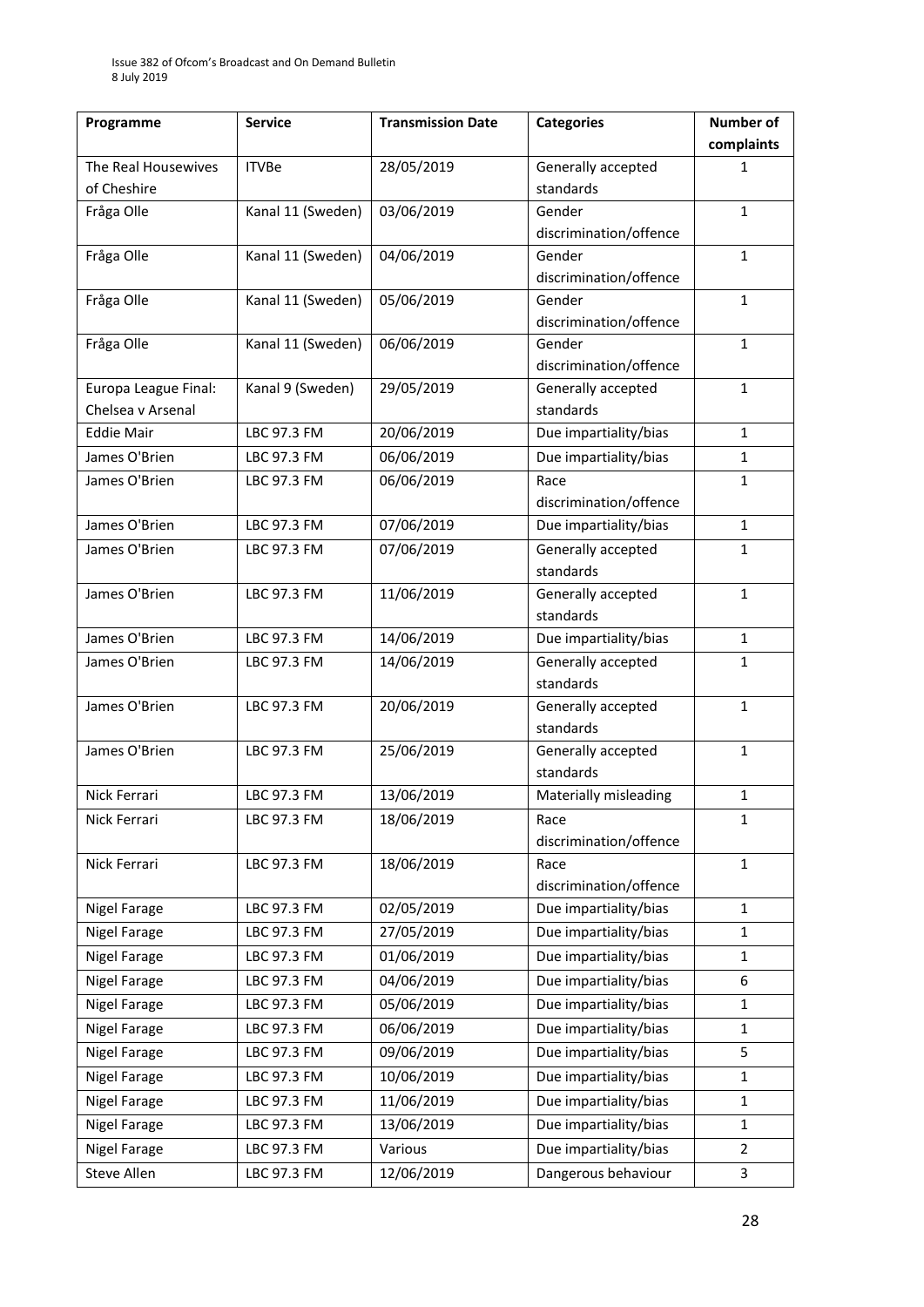| Programme | Service | Transmission Date | Categories | Number of complaints |
|---|---|---|---|---|
| The Real Housewives of Cheshire | ITVBe | 28/05/2019 | Generally accepted standards | 1 |
| Fråga Olle | Kanal 11 (Sweden) | 03/06/2019 | Gender discrimination/offence | 1 |
| Fråga Olle | Kanal 11 (Sweden) | 04/06/2019 | Gender discrimination/offence | 1 |
| Fråga Olle | Kanal 11 (Sweden) | 05/06/2019 | Gender discrimination/offence | 1 |
| Fråga Olle | Kanal 11 (Sweden) | 06/06/2019 | Gender discrimination/offence | 1 |
| Europa League Final: Chelsea v Arsenal | Kanal 9 (Sweden) | 29/05/2019 | Generally accepted standards | 1 |
| Eddie Mair | LBC 97.3 FM | 20/06/2019 | Due impartiality/bias | 1 |
| James O'Brien | LBC 97.3 FM | 06/06/2019 | Due impartiality/bias | 1 |
| James O'Brien | LBC 97.3 FM | 06/06/2019 | Race discrimination/offence | 1 |
| James O'Brien | LBC 97.3 FM | 07/06/2019 | Due impartiality/bias | 1 |
| James O'Brien | LBC 97.3 FM | 07/06/2019 | Generally accepted standards | 1 |
| James O'Brien | LBC 97.3 FM | 11/06/2019 | Generally accepted standards | 1 |
| James O'Brien | LBC 97.3 FM | 14/06/2019 | Due impartiality/bias | 1 |
| James O'Brien | LBC 97.3 FM | 14/06/2019 | Generally accepted standards | 1 |
| James O'Brien | LBC 97.3 FM | 20/06/2019 | Generally accepted standards | 1 |
| James O'Brien | LBC 97.3 FM | 25/06/2019 | Generally accepted standards | 1 |
| Nick Ferrari | LBC 97.3 FM | 13/06/2019 | Materially misleading | 1 |
| Nick Ferrari | LBC 97.3 FM | 18/06/2019 | Race discrimination/offence | 1 |
| Nick Ferrari | LBC 97.3 FM | 18/06/2019 | Race discrimination/offence | 1 |
| Nigel Farage | LBC 97.3 FM | 02/05/2019 | Due impartiality/bias | 1 |
| Nigel Farage | LBC 97.3 FM | 27/05/2019 | Due impartiality/bias | 1 |
| Nigel Farage | LBC 97.3 FM | 01/06/2019 | Due impartiality/bias | 1 |
| Nigel Farage | LBC 97.3 FM | 04/06/2019 | Due impartiality/bias | 6 |
| Nigel Farage | LBC 97.3 FM | 05/06/2019 | Due impartiality/bias | 1 |
| Nigel Farage | LBC 97.3 FM | 06/06/2019 | Due impartiality/bias | 1 |
| Nigel Farage | LBC 97.3 FM | 09/06/2019 | Due impartiality/bias | 5 |
| Nigel Farage | LBC 97.3 FM | 10/06/2019 | Due impartiality/bias | 1 |
| Nigel Farage | LBC 97.3 FM | 11/06/2019 | Due impartiality/bias | 1 |
| Nigel Farage | LBC 97.3 FM | 13/06/2019 | Due impartiality/bias | 1 |
| Nigel Farage | LBC 97.3 FM | Various | Due impartiality/bias | 2 |
| Steve Allen | LBC 97.3 FM | 12/06/2019 | Dangerous behaviour | 3 |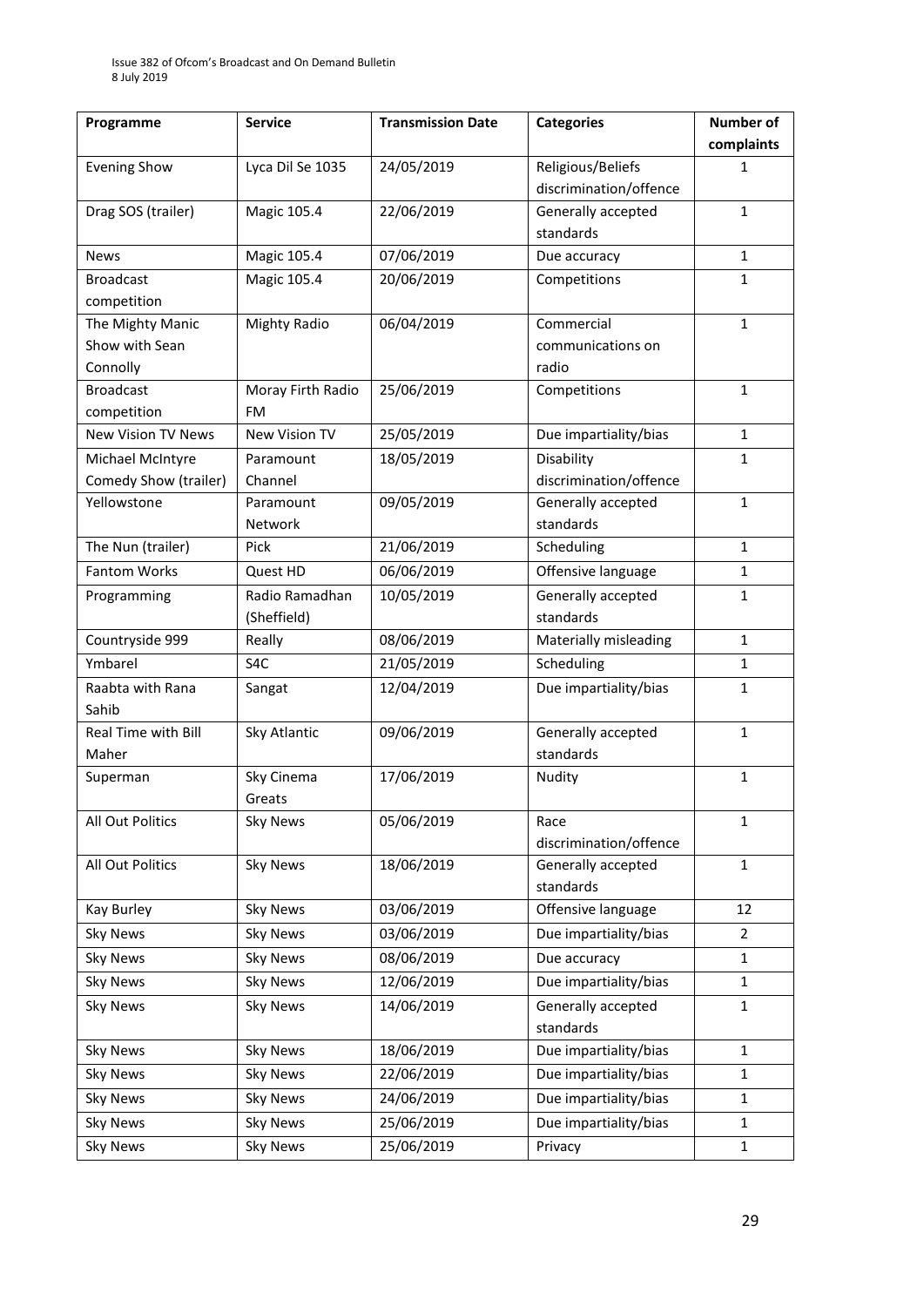| Programme | Service | Transmission Date | Categories | Number of complaints |
|---|---|---|---|---|
| Evening Show | Lyca Dil Se 1035 | 24/05/2019 | Religious/Beliefs discrimination/offence | 1 |
| Drag SOS (trailer) | Magic 105.4 | 22/06/2019 | Generally accepted standards | 1 |
| News | Magic 105.4 | 07/06/2019 | Due accuracy | 1 |
| Broadcast competition | Magic 105.4 | 20/06/2019 | Competitions | 1 |
| The Mighty Manic Show with Sean Connolly | Mighty Radio | 06/04/2019 | Commercial communications on radio | 1 |
| Broadcast competition | Moray Firth Radio FM | 25/06/2019 | Competitions | 1 |
| New Vision TV News | New Vision TV | 25/05/2019 | Due impartiality/bias | 1 |
| Michael McIntyre Comedy Show (trailer) | Paramount Channel | 18/05/2019 | Disability discrimination/offence | 1 |
| Yellowstone | Paramount Network | 09/05/2019 | Generally accepted standards | 1 |
| The Nun (trailer) | Pick | 21/06/2019 | Scheduling | 1 |
| Fantom Works | Quest HD | 06/06/2019 | Offensive language | 1 |
| Programming | Radio Ramadhan (Sheffield) | 10/05/2019 | Generally accepted standards | 1 |
| Countryside 999 | Really | 08/06/2019 | Materially misleading | 1 |
| Ymbarel | S4C | 21/05/2019 | Scheduling | 1 |
| Raabta with Rana Sahib | Sangat | 12/04/2019 | Due impartiality/bias | 1 |
| Real Time with Bill Maher | Sky Atlantic | 09/06/2019 | Generally accepted standards | 1 |
| Superman | Sky Cinema Greats | 17/06/2019 | Nudity | 1 |
| All Out Politics | Sky News | 05/06/2019 | Race discrimination/offence | 1 |
| All Out Politics | Sky News | 18/06/2019 | Generally accepted standards | 1 |
| Kay Burley | Sky News | 03/06/2019 | Offensive language | 12 |
| Sky News | Sky News | 03/06/2019 | Due impartiality/bias | 2 |
| Sky News | Sky News | 08/06/2019 | Due accuracy | 1 |
| Sky News | Sky News | 12/06/2019 | Due impartiality/bias | 1 |
| Sky News | Sky News | 14/06/2019 | Generally accepted standards | 1 |
| Sky News | Sky News | 18/06/2019 | Due impartiality/bias | 1 |
| Sky News | Sky News | 22/06/2019 | Due impartiality/bias | 1 |
| Sky News | Sky News | 24/06/2019 | Due impartiality/bias | 1 |
| Sky News | Sky News | 25/06/2019 | Due impartiality/bias | 1 |
| Sky News | Sky News | 25/06/2019 | Privacy | 1 |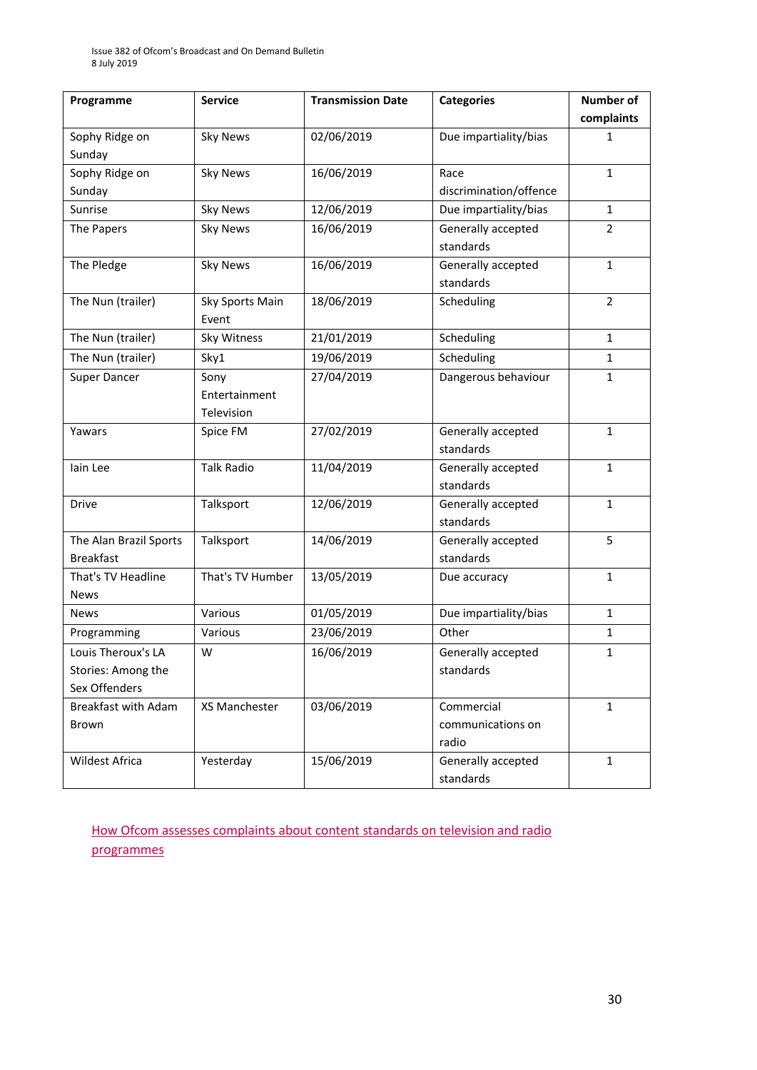| Programme | Service | Transmission Date | Categories | Number of complaints |
|---|---|---|---|---|
| Sophy Ridge on Sunday | Sky News | 02/06/2019 | Due impartiality/bias | 1 |
| Sophy Ridge on Sunday | Sky News | 16/06/2019 | Race discrimination/offence | 1 |
| Sunrise | Sky News | 12/06/2019 | Due impartiality/bias | 1 |
| The Papers | Sky News | 16/06/2019 | Generally accepted standards | 2 |
| The Pledge | Sky News | 16/06/2019 | Generally accepted standards | 1 |
| The Nun (trailer) | Sky Sports Main Event | 18/06/2019 | Scheduling | 2 |
| The Nun (trailer) | Sky Witness | 21/01/2019 | Scheduling | 1 |
| The Nun (trailer) | Sky1 | 19/06/2019 | Scheduling | 1 |
| Super Dancer | Sony Entertainment Television | 27/04/2019 | Dangerous behaviour | 1 |
| Yawars | Spice FM | 27/02/2019 | Generally accepted standards | 1 |
| Iain Lee | Talk Radio | 11/04/2019 | Generally accepted standards | 1 |
| Drive | Talksport | 12/06/2019 | Generally accepted standards | 1 |
| The Alan Brazil Sports Breakfast | Talksport | 14/06/2019 | Generally accepted standards | 5 |
| That's TV Headline News | That's TV Humber | 13/05/2019 | Due accuracy | 1 |
| News | Various | 01/05/2019 | Due impartiality/bias | 1 |
| Programming | Various | 23/06/2019 | Other | 1 |
| Louis Theroux's LA Stories: Among the Sex Offenders | W | 16/06/2019 | Generally accepted standards | 1 |
| Breakfast with Adam Brown | XS Manchester | 03/06/2019 | Commercial communications on radio | 1 |
| Wildest Africa | Yesterday | 15/06/2019 | Generally accepted standards | 1 |

How Ofcom assesses complaints about content standards on television and radio programmes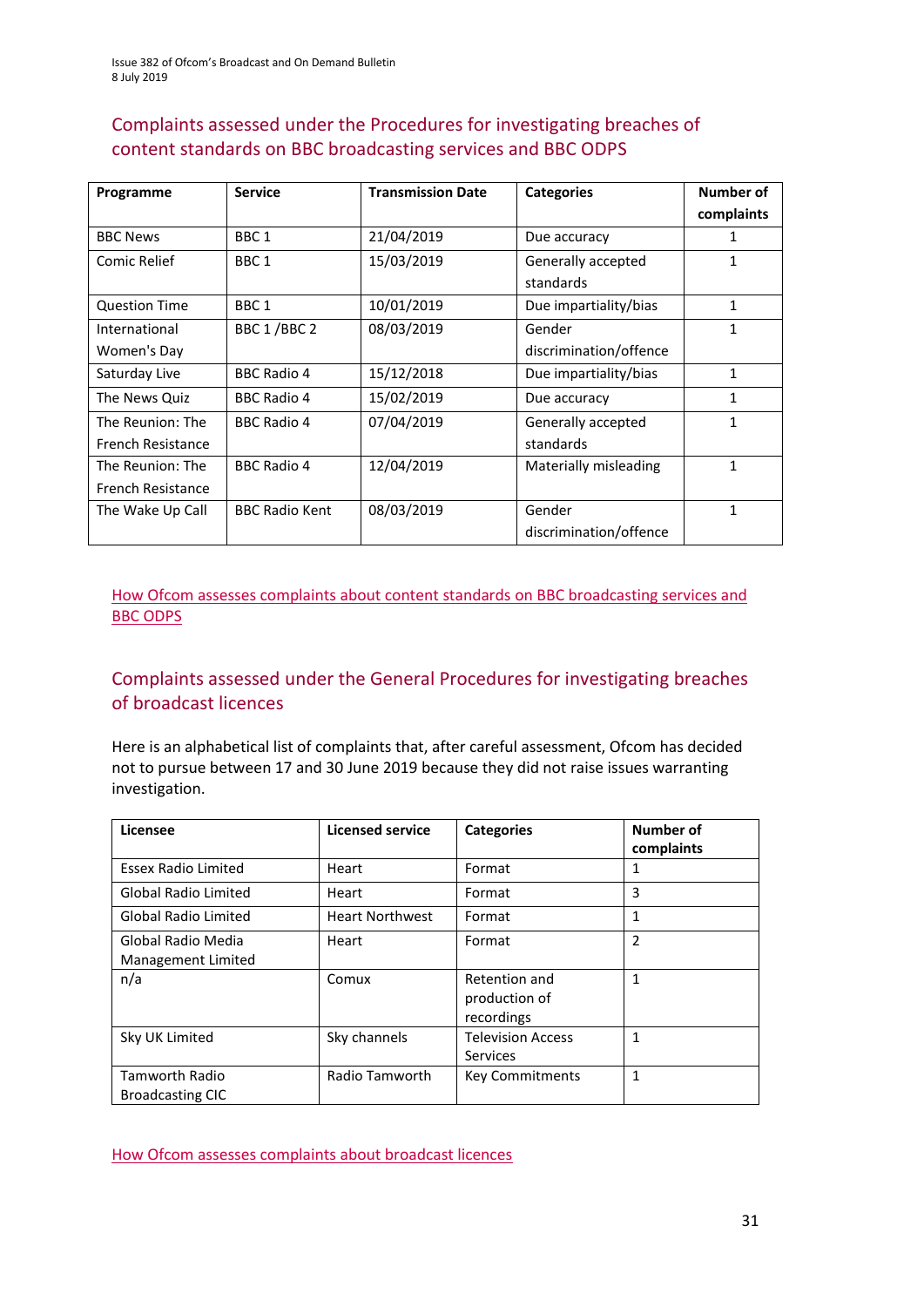## Complaints assessed under the Procedures for investigating breaches of content standards on BBC broadcasting services and BBC ODPS

| Programme | Service | Transmission Date | Categories | Number of complaints |
|---|---|---|---|---|
| BBC News | BBC 1 | 21/04/2019 | Due accuracy | 1 |
| Comic Relief | BBC 1 | 15/03/2019 | Generally accepted standards | 1 |
| Question Time | BBC 1 | 10/01/2019 | Due impartiality/bias | 1 |
| International Women's Day | BBC 1 /BBC 2 | 08/03/2019 | Gender discrimination/offence | 1 |
| Saturday Live | BBC Radio 4 | 15/12/2018 | Due impartiality/bias | 1 |
| The News Quiz | BBC Radio 4 | 15/02/2019 | Due accuracy | 1 |
| The Reunion: The French Resistance | BBC Radio 4 | 07/04/2019 | Generally accepted standards | 1 |
| The Reunion: The French Resistance | BBC Radio 4 | 12/04/2019 | Materially misleading | 1 |
| The Wake Up Call | BBC Radio Kent | 08/03/2019 | Gender discrimination/offence | 1 |

How Ofcom assesses complaints about content standards on BBC broadcasting services and BBC ODPS

## Complaints assessed under the General Procedures for investigating breaches of broadcast licences

Here is an alphabetical list of complaints that, after careful assessment, Ofcom has decided not to pursue between 17 and 30 June 2019 because they did not raise issues warranting investigation.

| Licensee | Licensed service | Categories | Number of complaints |
|---|---|---|---|
| Essex Radio Limited | Heart | Format | 1 |
| Global Radio Limited | Heart | Format | 3 |
| Global Radio Limited | Heart Northwest | Format | 1 |
| Global Radio Media Management Limited | Heart | Format | 2 |
| n/a | Comux | Retention and production of recordings | 1 |
| Sky UK Limited | Sky channels | Television Access Services | 1 |
| Tamworth Radio Broadcasting CIC | Radio Tamworth | Key Commitments | 1 |

How Ofcom assesses complaints about broadcast licences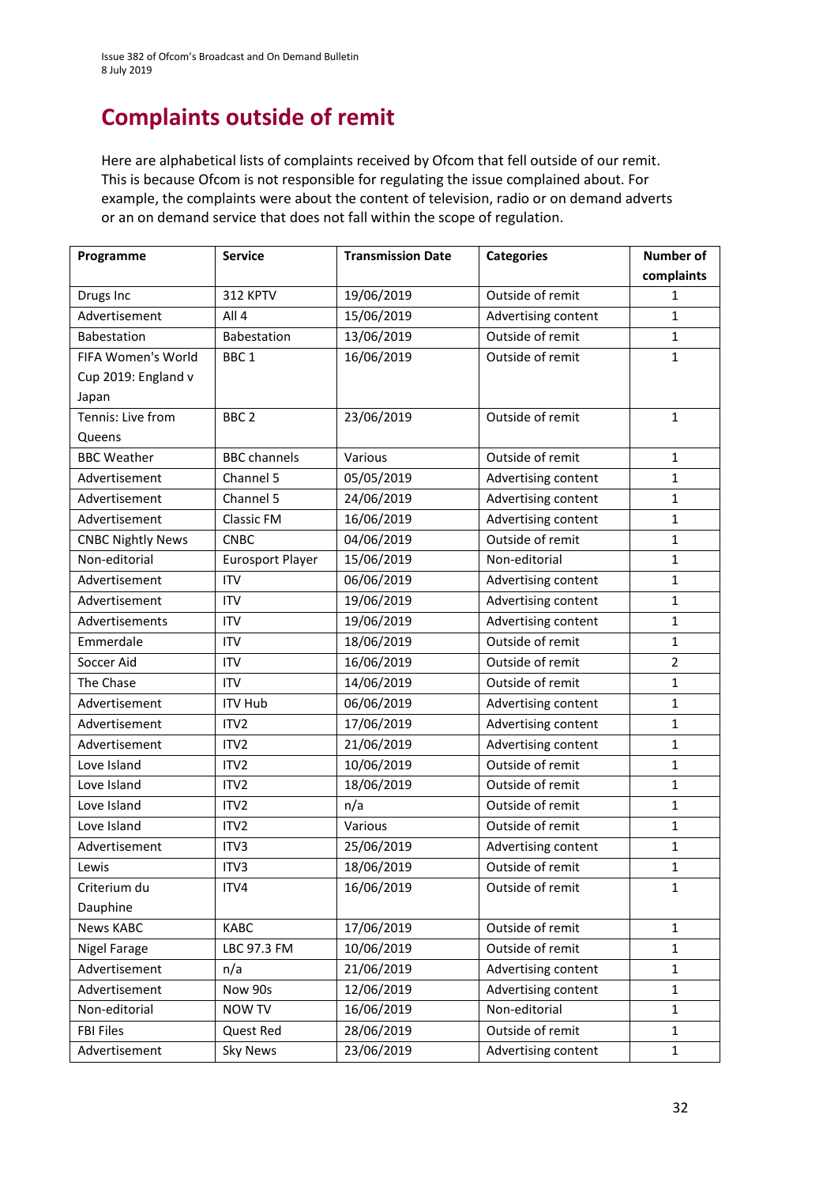# Complaints outside of remit

Here are alphabetical lists of complaints received by Ofcom that fell outside of our remit. This is because Ofcom is not responsible for regulating the issue complained about. For example, the complaints were about the content of television, radio or on demand adverts or an on demand service that does not fall within the scope of regulation.

| Programme | Service | Transmission Date | Categories | Number of complaints |
|---|---|---|---|---|
| Drugs Inc | 312 KPTV | 19/06/2019 | Outside of remit | 1 |
| Advertisement | All 4 | 15/06/2019 | Advertising content | 1 |
| Babestation | Babestation | 13/06/2019 | Outside of remit | 1 |
| FIFA Women's World Cup 2019: England v Japan | BBC 1 | 16/06/2019 | Outside of remit | 1 |
| Tennis: Live from Queens | BBC 2 | 23/06/2019 | Outside of remit | 1 |
| BBC Weather | BBC channels | Various | Outside of remit | 1 |
| Advertisement | Channel 5 | 05/05/2019 | Advertising content | 1 |
| Advertisement | Channel 5 | 24/06/2019 | Advertising content | 1 |
| Advertisement | Classic FM | 16/06/2019 | Advertising content | 1 |
| CNBC Nightly News | CNBC | 04/06/2019 | Outside of remit | 1 |
| Non-editorial | Eurosport Player | 15/06/2019 | Non-editorial | 1 |
| Advertisement | ITV | 06/06/2019 | Advertising content | 1 |
| Advertisement | ITV | 19/06/2019 | Advertising content | 1 |
| Advertisements | ITV | 19/06/2019 | Advertising content | 1 |
| Emmerdale | ITV | 18/06/2019 | Outside of remit | 1 |
| Soccer Aid | ITV | 16/06/2019 | Outside of remit | 2 |
| The Chase | ITV | 14/06/2019 | Outside of remit | 1 |
| Advertisement | ITV Hub | 06/06/2019 | Advertising content | 1 |
| Advertisement | ITV2 | 17/06/2019 | Advertising content | 1 |
| Advertisement | ITV2 | 21/06/2019 | Advertising content | 1 |
| Love Island | ITV2 | 10/06/2019 | Outside of remit | 1 |
| Love Island | ITV2 | 18/06/2019 | Outside of remit | 1 |
| Love Island | ITV2 | n/a | Outside of remit | 1 |
| Love Island | ITV2 | Various | Outside of remit | 1 |
| Advertisement | ITV3 | 25/06/2019 | Advertising content | 1 |
| Lewis | ITV3 | 18/06/2019 | Outside of remit | 1 |
| Criterium du Dauphine | ITV4 | 16/06/2019 | Outside of remit | 1 |
| News KABC | KABC | 17/06/2019 | Outside of remit | 1 |
| Nigel Farage | LBC 97.3 FM | 10/06/2019 | Outside of remit | 1 |
| Advertisement | n/a | 21/06/2019 | Advertising content | 1 |
| Advertisement | Now 90s | 12/06/2019 | Advertising content | 1 |
| Non-editorial | NOW TV | 16/06/2019 | Non-editorial | 1 |
| FBI Files | Quest Red | 28/06/2019 | Outside of remit | 1 |
| Advertisement | Sky News | 23/06/2019 | Advertising content | 1 |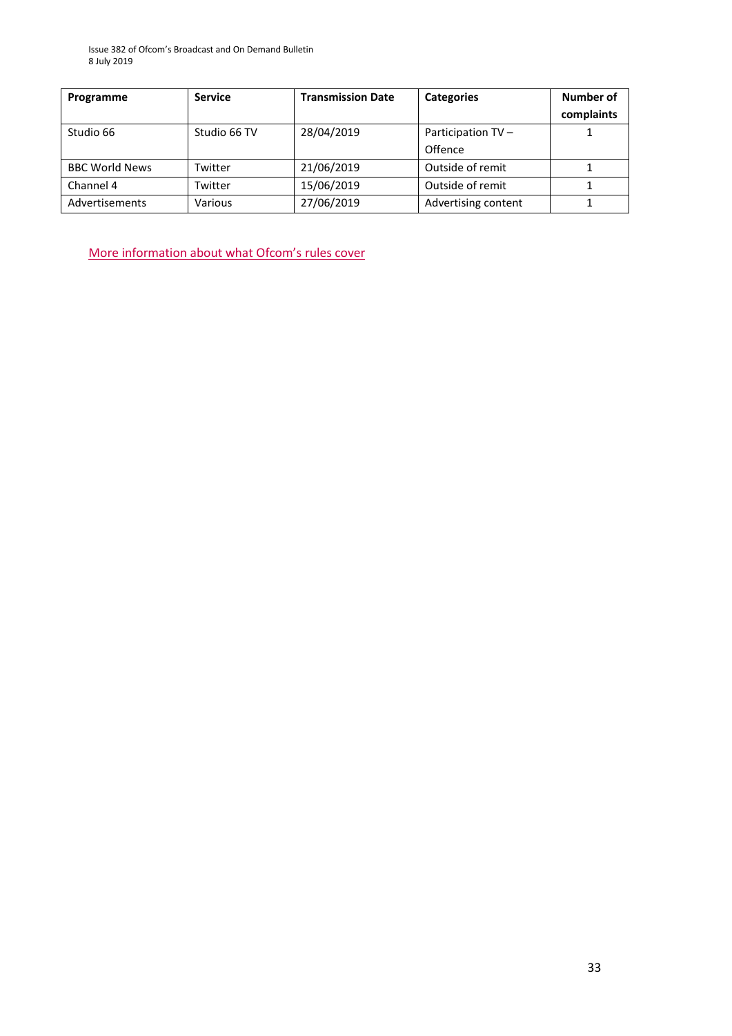| Programme | Service | Transmission Date | Categories | Number of complaints |
| --- | --- | --- | --- | --- |
| Studio 66 | Studio 66 TV | 28/04/2019 | Participation TV – Offence | 1 |
| BBC World News | Twitter | 21/06/2019 | Outside of remit | 1 |
| Channel 4 | Twitter | 15/06/2019 | Outside of remit | 1 |
| Advertisements | Various | 27/06/2019 | Advertising content | 1 |

More information about what Ofcom's rules cover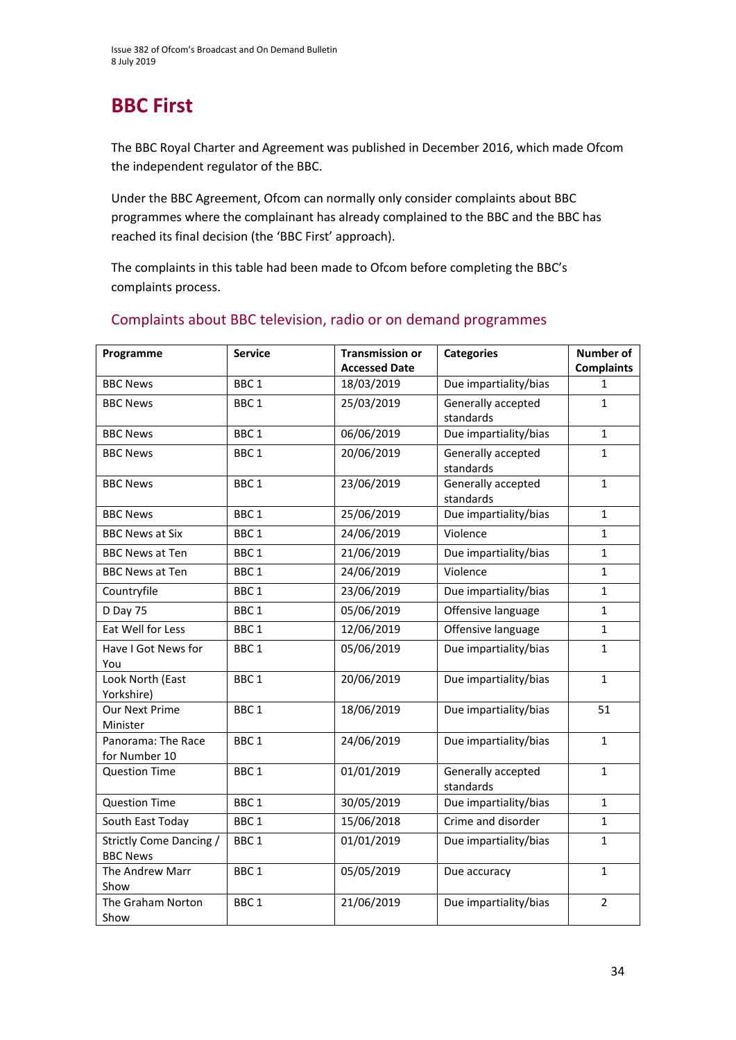# BBC First

The BBC Royal Charter and Agreement was published in December 2016, which made Ofcom the independent regulator of the BBC.

Under the BBC Agreement, Ofcom can normally only consider complaints about BBC programmes where the complainant has already complained to the BBC and the BBC has reached its final decision (the 'BBC First' approach).

The complaints in this table had been made to Ofcom before completing the BBC's complaints process.

## Complaints about BBC television, radio or on demand programmes

| Programme | Service | Transmission or Accessed Date | Categories | Number of Complaints |
|---|---|---|---|---|
| BBC News | BBC 1 | 18/03/2019 | Due impartiality/bias | 1 |
| BBC News | BBC 1 | 25/03/2019 | Generally accepted standards | 1 |
| BBC News | BBC 1 | 06/06/2019 | Due impartiality/bias | 1 |
| BBC News | BBC 1 | 20/06/2019 | Generally accepted standards | 1 |
| BBC News | BBC 1 | 23/06/2019 | Generally accepted standards | 1 |
| BBC News | BBC 1 | 25/06/2019 | Due impartiality/bias | 1 |
| BBC News at Six | BBC 1 | 24/06/2019 | Violence | 1 |
| BBC News at Ten | BBC 1 | 21/06/2019 | Due impartiality/bias | 1 |
| BBC News at Ten | BBC 1 | 24/06/2019 | Violence | 1 |
| Countryfile | BBC 1 | 23/06/2019 | Due impartiality/bias | 1 |
| D Day 75 | BBC 1 | 05/06/2019 | Offensive language | 1 |
| Eat Well for Less | BBC 1 | 12/06/2019 | Offensive language | 1 |
| Have I Got News for You | BBC 1 | 05/06/2019 | Due impartiality/bias | 1 |
| Look North (East Yorkshire) | BBC 1 | 20/06/2019 | Due impartiality/bias | 1 |
| Our Next Prime Minister | BBC 1 | 18/06/2019 | Due impartiality/bias | 51 |
| Panorama: The Race for Number 10 | BBC 1 | 24/06/2019 | Due impartiality/bias | 1 |
| Question Time | BBC 1 | 01/01/2019 | Generally accepted standards | 1 |
| Question Time | BBC 1 | 30/05/2019 | Due impartiality/bias | 1 |
| South East Today | BBC 1 | 15/06/2018 | Crime and disorder | 1 |
| Strictly Come Dancing / BBC News | BBC 1 | 01/01/2019 | Due impartiality/bias | 1 |
| The Andrew Marr Show | BBC 1 | 05/05/2019 | Due accuracy | 1 |
| The Graham Norton Show | BBC 1 | 21/06/2019 | Due impartiality/bias | 2 |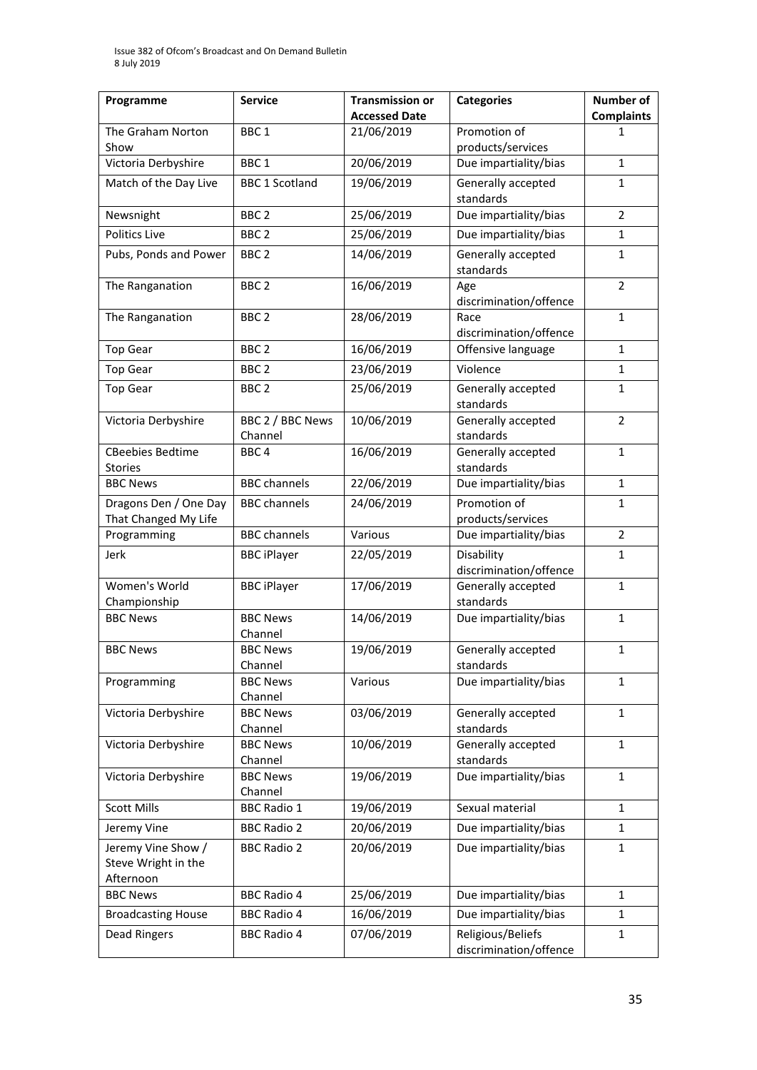| Programme | Service | Transmission or Accessed Date | Categories | Number of Complaints |
|---|---|---|---|---|
| The Graham Norton Show | BBC 1 | 21/06/2019 | Promotion of products/services | 1 |
| Victoria Derbyshire | BBC 1 | 20/06/2019 | Due impartiality/bias | 1 |
| Match of the Day Live | BBC 1 Scotland | 19/06/2019 | Generally accepted standards | 1 |
| Newsnight | BBC 2 | 25/06/2019 | Due impartiality/bias | 2 |
| Politics Live | BBC 2 | 25/06/2019 | Due impartiality/bias | 1 |
| Pubs, Ponds and Power | BBC 2 | 14/06/2019 | Generally accepted standards | 1 |
| The Ranganation | BBC 2 | 16/06/2019 | Age discrimination/offence | 2 |
| The Ranganation | BBC 2 | 28/06/2019 | Race discrimination/offence | 1 |
| Top Gear | BBC 2 | 16/06/2019 | Offensive language | 1 |
| Top Gear | BBC 2 | 23/06/2019 | Violence | 1 |
| Top Gear | BBC 2 | 25/06/2019 | Generally accepted standards | 1 |
| Victoria Derbyshire | BBC 2 / BBC News Channel | 10/06/2019 | Generally accepted standards | 2 |
| CBeebies Bedtime Stories | BBC 4 | 16/06/2019 | Generally accepted standards | 1 |
| BBC News | BBC channels | 22/06/2019 | Due impartiality/bias | 1 |
| Dragons Den / One Day That Changed My Life | BBC channels | 24/06/2019 | Promotion of products/services | 1 |
| Programming | BBC channels | Various | Due impartiality/bias | 2 |
| Jerk | BBC iPlayer | 22/05/2019 | Disability discrimination/offence | 1 |
| Women's World Championship | BBC iPlayer | 17/06/2019 | Generally accepted standards | 1 |
| BBC News | BBC News Channel | 14/06/2019 | Due impartiality/bias | 1 |
| BBC News | BBC News Channel | 19/06/2019 | Generally accepted standards | 1 |
| Programming | BBC News Channel | Various | Due impartiality/bias | 1 |
| Victoria Derbyshire | BBC News Channel | 03/06/2019 | Generally accepted standards | 1 |
| Victoria Derbyshire | BBC News Channel | 10/06/2019 | Generally accepted standards | 1 |
| Victoria Derbyshire | BBC News Channel | 19/06/2019 | Due impartiality/bias | 1 |
| Scott Mills | BBC Radio 1 | 19/06/2019 | Sexual material | 1 |
| Jeremy Vine | BBC Radio 2 | 20/06/2019 | Due impartiality/bias | 1 |
| Jeremy Vine Show / Steve Wright in the Afternoon | BBC Radio 2 | 20/06/2019 | Due impartiality/bias | 1 |
| BBC News | BBC Radio 4 | 25/06/2019 | Due impartiality/bias | 1 |
| Broadcasting House | BBC Radio 4 | 16/06/2019 | Due impartiality/bias | 1 |
| Dead Ringers | BBC Radio 4 | 07/06/2019 | Religious/Beliefs discrimination/offence | 1 |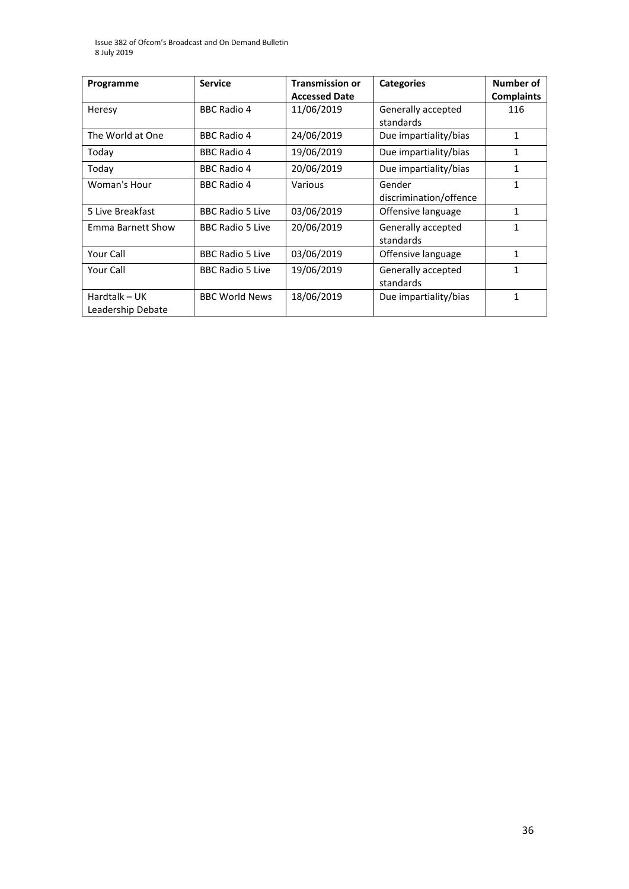| Programme | Service | Transmission or Accessed Date | Categories | Number of Complaints |
| --- | --- | --- | --- | --- |
| Heresy | BBC Radio 4 | 11/06/2019 | Generally accepted standards | 116 |
| The World at One | BBC Radio 4 | 24/06/2019 | Due impartiality/bias | 1 |
| Today | BBC Radio 4 | 19/06/2019 | Due impartiality/bias | 1 |
| Today | BBC Radio 4 | 20/06/2019 | Due impartiality/bias | 1 |
| Woman's Hour | BBC Radio 4 | Various | Gender discrimination/offence | 1 |
| 5 Live Breakfast | BBC Radio 5 Live | 03/06/2019 | Offensive language | 1 |
| Emma Barnett Show | BBC Radio 5 Live | 20/06/2019 | Generally accepted standards | 1 |
| Your Call | BBC Radio 5 Live | 03/06/2019 | Offensive language | 1 |
| Your Call | BBC Radio 5 Live | 19/06/2019 | Generally accepted standards | 1 |
| Hardtalk – UK Leadership Debate | BBC World News | 18/06/2019 | Due impartiality/bias | 1 |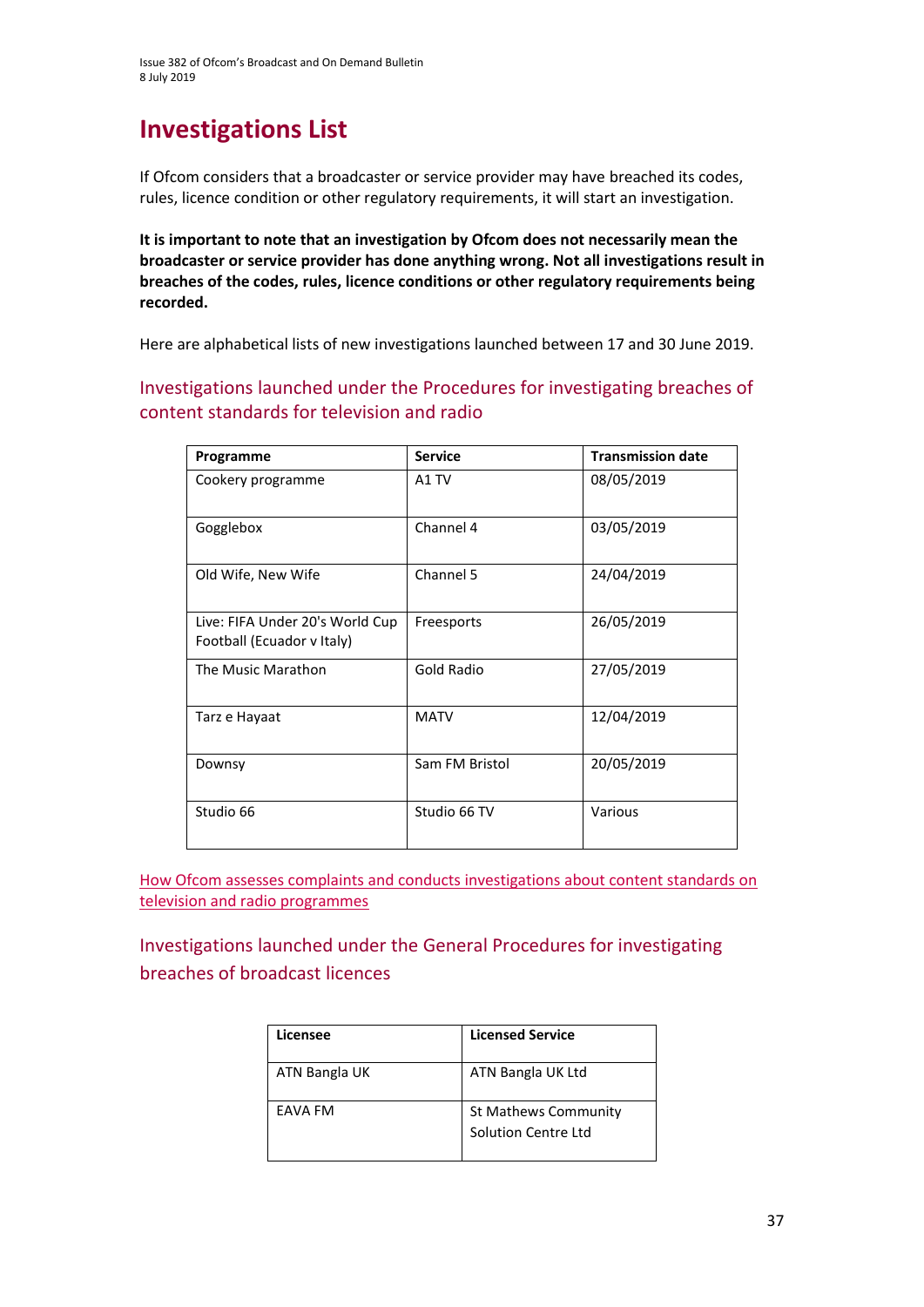# Investigations List

If Ofcom considers that a broadcaster or service provider may have breached its codes, rules, licence condition or other regulatory requirements, it will start an investigation.

**It is important to note that an investigation by Ofcom does not necessarily mean the broadcaster or service provider has done anything wrong. Not all investigations result in breaches of the codes, rules, licence conditions or other regulatory requirements being recorded.**

Here are alphabetical lists of new investigations launched between 17 and 30 June 2019.

## Investigations launched under the Procedures for investigating breaches of content standards for television and radio

| Programme | Service | Transmission date |
|---|---|---|
| Cookery programme | A1 TV | 08/05/2019 |
| Gogglebox | Channel 4 | 03/05/2019 |
| Old Wife, New Wife | Channel 5 | 24/04/2019 |
| Live: FIFA Under 20's World Cup Football (Ecuador v Italy) | Freesports | 26/05/2019 |
| The Music Marathon | Gold Radio | 27/05/2019 |
| Tarz e Hayaat | MATV | 12/04/2019 |
| Downsy | Sam FM Bristol | 20/05/2019 |
| Studio 66 | Studio 66 TV | Various |

How Ofcom assesses complaints and conducts investigations about content standards on television and radio programmes

## Investigations launched under the General Procedures for investigating breaches of broadcast licences

| Licensee | Licensed Service |
|---|---|
| ATN Bangla UK | ATN Bangla UK Ltd |
| EAVA FM | St Mathews Community Solution Centre Ltd |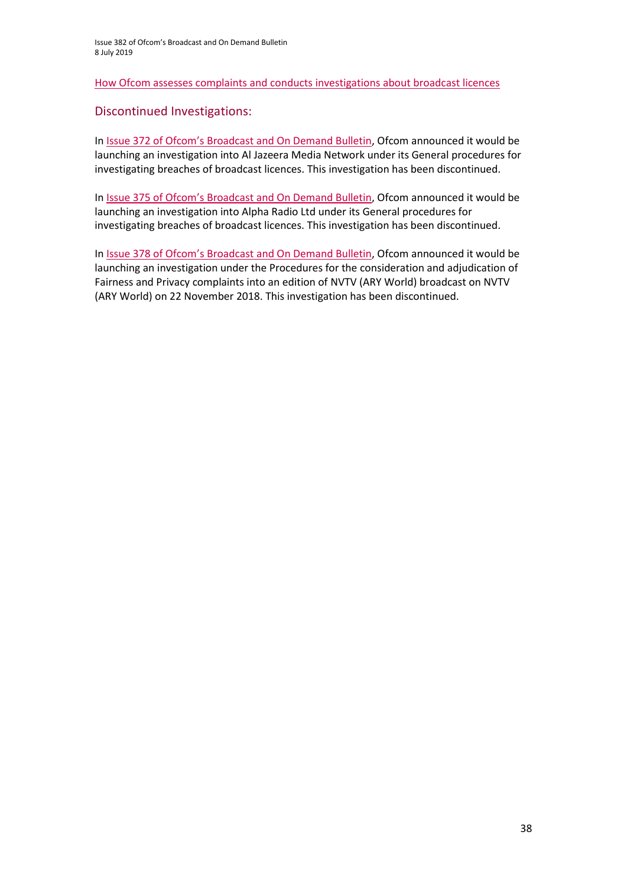How Ofcom assesses complaints and conducts investigations about broadcast licences

## Discontinued Investigations:

In Issue 372 of Ofcom's Broadcast and On Demand Bulletin, Ofcom announced it would be launching an investigation into Al Jazeera Media Network under its General procedures for investigating breaches of broadcast licences. This investigation has been discontinued.

In Issue 375 of Ofcom's Broadcast and On Demand Bulletin, Ofcom announced it would be launching an investigation into Alpha Radio Ltd under its General procedures for investigating breaches of broadcast licences. This investigation has been discontinued.

In Issue 378 of Ofcom's Broadcast and On Demand Bulletin, Ofcom announced it would be launching an investigation under the Procedures for the consideration and adjudication of Fairness and Privacy complaints into an edition of NVTV (ARY World) broadcast on NVTV (ARY World) on 22 November 2018. This investigation has been discontinued.